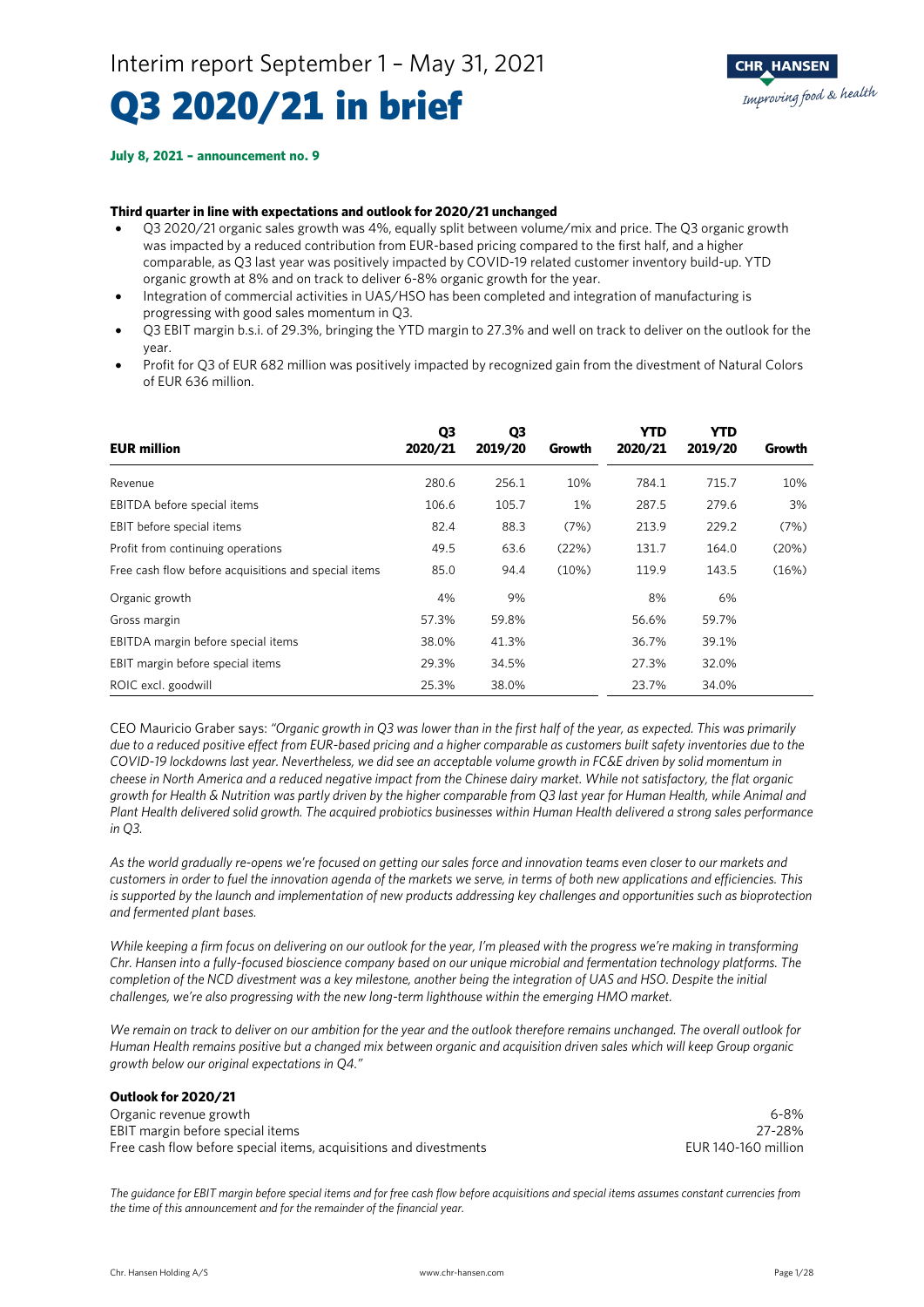Interim report September 1 – May 31, 2021

# Q3 2020/21 in brief

**July 8, 2021 – announcement no. 9**

**Third quarter in line with expectations and outlook for 2020/21 unchanged**

- Q3 2020/21 organic sales growth was 4%, equally split between volume/mix and price. The Q3 organic growth was impacted by a reduced contribution from EUR-based pricing compared to the first half, and a higher comparable, as Q3 last year was positively impacted by COVID-19 related customer inventory build-up. YTD organic growth at 8% and on track to deliver 6-8% organic growth for the year.
- Integration of commercial activities in UAS/HSO has been completed and integration of manufacturing is progressing with good sales momentum in Q3.
- Q3 EBIT margin b.s.i. of 29.3%, bringing the YTD margin to 27.3% and well on track to deliver on the outlook for the year.
- Profit for Q3 of EUR 682 million was positively impacted by recognized gain from the divestment of Natural Colors of EUR 636 million.

| EUR million | Q3 2020/21 | Q3 2019/20 | Growth | YTD 2020/21 | YTD 2019/20 | Growth |
|---|---|---|---|---|---|---|
| Revenue | 280.6 | 256.1 | 10% | 784.1 | 715.7 | 10% |
| EBITDA before special items | 106.6 | 105.7 | 1% | 287.5 | 279.6 | 3% |
| EBIT before special items | 82.4 | 88.3 | (7%) | 213.9 | 229.2 | (7%) |
| Profit from continuing operations | 49.5 | 63.6 | (22%) | 131.7 | 164.0 | (20%) |
| Free cash flow before acquisitions and special items | 85.0 | 94.4 | (10%) | 119.9 | 143.5 | (16%) |
| Organic growth | 4% | 9% | | 8% | 6% | |
| Gross margin | 57.3% | 59.8% | | 56.6% | 59.7% | |
| EBITDA margin before special items | 38.0% | 41.3% | | 36.7% | 39.1% | |
| EBIT margin before special items | 29.3% | 34.5% | | 27.3% | 32.0% | |
| ROIC excl. goodwill | 25.3% | 38.0% | | 23.7% | 34.0% | |

CEO Mauricio Graber says: *"Organic growth in Q3 was lower than in the first half of the year, as expected. This was primarily due to a reduced positive effect from EUR-based pricing and a higher comparable as customers built safety inventories due to the COVID-19 lockdowns last year. Nevertheless, we did see an acceptable volume growth in FC&E driven by solid momentum in cheese in North America and a reduced negative impact from the Chinese dairy market. While not satisfactory, the flat organic growth for Health & Nutrition was partly driven by the higher comparable from Q3 last year for Human Health, while Animal and Plant Health delivered solid growth. The acquired probiotics businesses within Human Health delivered a strong sales performance in Q3.*

*As the world gradually re-opens we're focused on getting our sales force and innovation teams even closer to our markets and customers in order to fuel the innovation agenda of the markets we serve, in terms of both new applications and efficiencies. This is supported by the launch and implementation of new products addressing key challenges and opportunities such as bioprotection and fermented plant bases.*

*While keeping a firm focus on delivering on our outlook for the year, I'm pleased with the progress we're making in transforming Chr. Hansen into a fully-focused bioscience company based on our unique microbial and fermentation technology platforms. The completion of the NCD divestment was a key milestone, another being the integration of UAS and HSO. Despite the initial challenges, we're also progressing with the new long-term lighthouse within the emerging HMO market.*

*We remain on track to deliver on our ambition for the year and the outlook therefore remains unchanged. The overall outlook for Human Health remains positive but a changed mix between organic and acquisition driven sales which will keep Group organic growth below our original expectations in Q4."*

**Outlook for 2020/21**

| | |
|---|---|
| Organic revenue growth | 6-8% |
| EBIT margin before special items | 27-28% |
| Free cash flow before special items, acquisitions and divestments | EUR 140-160 million |

*The guidance for EBIT margin before special items and for free cash flow before acquisitions and special items assumes constant currencies from the time of this announcement and for the remainder of the financial year.*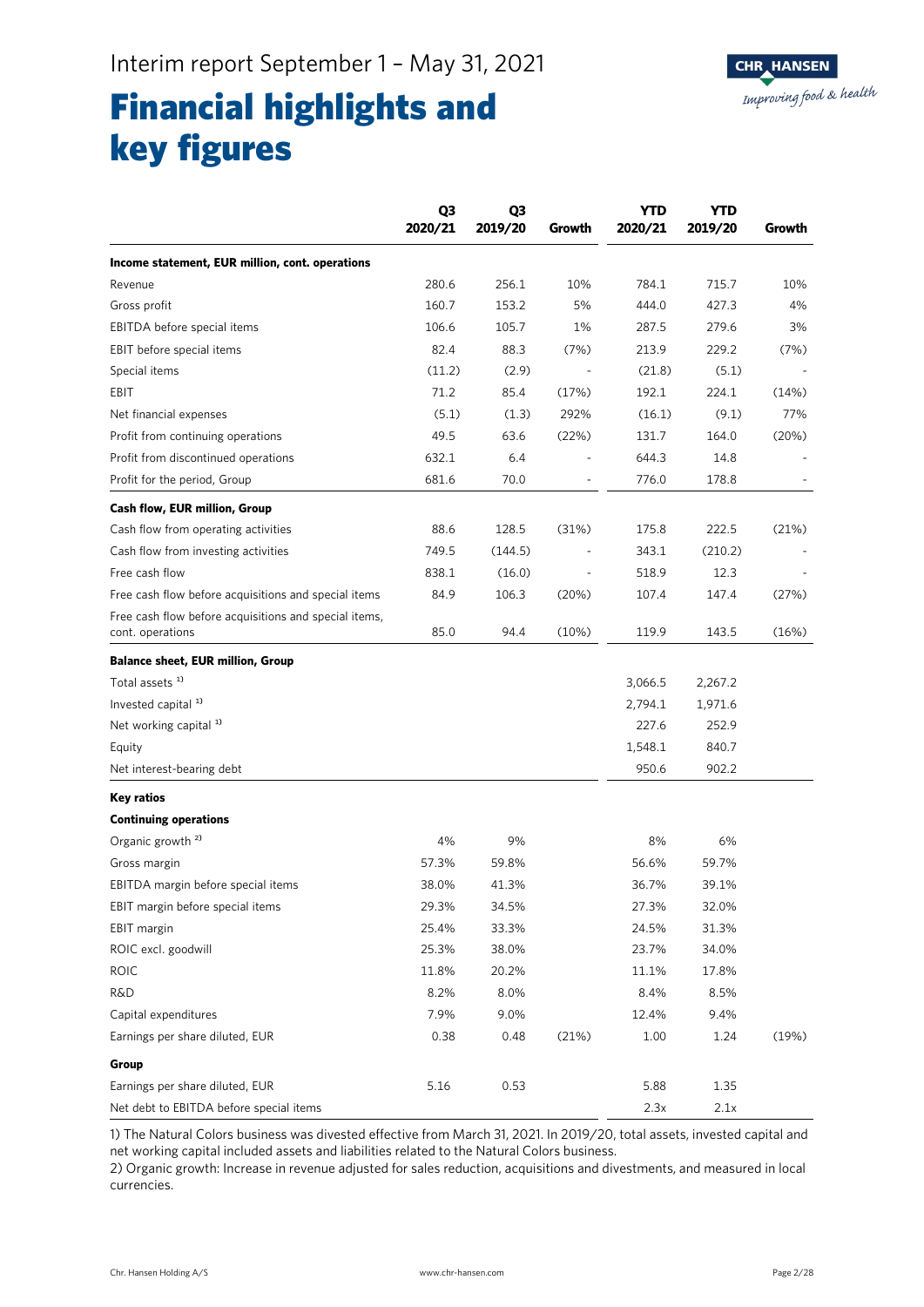Interim report September 1 – May 31, 2021

# Financial highlights and key figures

| | Q3 2020/21 | Q3 2019/20 | Growth | YTD 2020/21 | YTD 2019/20 | Growth |
|---|---|---|---|---|---|---|
| **Income statement, EUR million, cont. operations** | | | | | | |
| Revenue | 280.6 | 256.1 | 10% | 784.1 | 715.7 | 10% |
| Gross profit | 160.7 | 153.2 | 5% | 444.0 | 427.3 | 4% |
| EBITDA before special items | 106.6 | 105.7 | 1% | 287.5 | 279.6 | 3% |
| EBIT before special items | 82.4 | 88.3 | (7%) | 213.9 | 229.2 | (7%) |
| Special items | (11.2) | (2.9) | - | (21.8) | (5.1) | - |
| EBIT | 71.2 | 85.4 | (17%) | 192.1 | 224.1 | (14%) |
| Net financial expenses | (5.1) | (1.3) | 292% | (16.1) | (9.1) | 77% |
| Profit from continuing operations | 49.5 | 63.6 | (22%) | 131.7 | 164.0 | (20%) |
| Profit from discontinued operations | 632.1 | 6.4 | - | 644.3 | 14.8 | - |
| Profit for the period, Group | 681.6 | 70.0 | - | 776.0 | 178.8 | - |
| **Cash flow, EUR million, Group** | | | | | | |
| Cash flow from operating activities | 88.6 | 128.5 | (31%) | 175.8 | 222.5 | (21%) |
| Cash flow from investing activities | 749.5 | (144.5) | - | 343.1 | (210.2) | - |
| Free cash flow | 838.1 | (16.0) | - | 518.9 | 12.3 | - |
| Free cash flow before acquisitions and special items | 84.9 | 106.3 | (20%) | 107.4 | 147.4 | (27%) |
| Free cash flow before acquisitions and special items, cont. operations | 85.0 | 94.4 | (10%) | 119.9 | 143.5 | (16%) |
| **Balance sheet, EUR million, Group** | | | | | | |
| Total assets [1] | | | | 3,066.5 | 2,267.2 | |
| Invested capital [1] | | | | 2,794.1 | 1,971.6 | |
| Net working capital [1] | | | | 227.6 | 252.9 | |
| Equity | | | | 1,548.1 | 840.7 | |
| Net interest-bearing debt | | | | 950.6 | 902.2 | |
| **Key ratios** | | | | | | |
| **Continuing operations** | | | | | | |
| Organic growth [2] | 4% | 9% | | 8% | 6% | |
| Gross margin | 57.3% | 59.8% | | 56.6% | 59.7% | |
| EBITDA margin before special items | 38.0% | 41.3% | | 36.7% | 39.1% | |
| EBIT margin before special items | 29.3% | 34.5% | | 27.3% | 32.0% | |
| EBIT margin | 25.4% | 33.3% | | 24.5% | 31.3% | |
| ROIC excl. goodwill | 25.3% | 38.0% | | 23.7% | 34.0% | |
| ROIC | 11.8% | 20.2% | | 11.1% | 17.8% | |
| R&D | 8.2% | 8.0% | | 8.4% | 8.5% | |
| Capital expenditures | 7.9% | 9.0% | | 12.4% | 9.4% | |
| Earnings per share diluted, EUR | 0.38 | 0.48 | (21%) | 1.00 | 1.24 | (19%) |
| **Group** | | | | | | |
| Earnings per share diluted, EUR | 5.16 | 0.53 | | 5.88 | 1.35 | |
| Net debt to EBITDA before special items | | | | 2.3x | 2.1x | |

1) The Natural Colors business was divested effective from March 31, 2021. In 2019/20, total assets, invested capital and net working capital included assets and liabilities related to the Natural Colors business.
2) Organic growth: Increase in revenue adjusted for sales reduction, acquisitions and divestments, and measured in local currencies.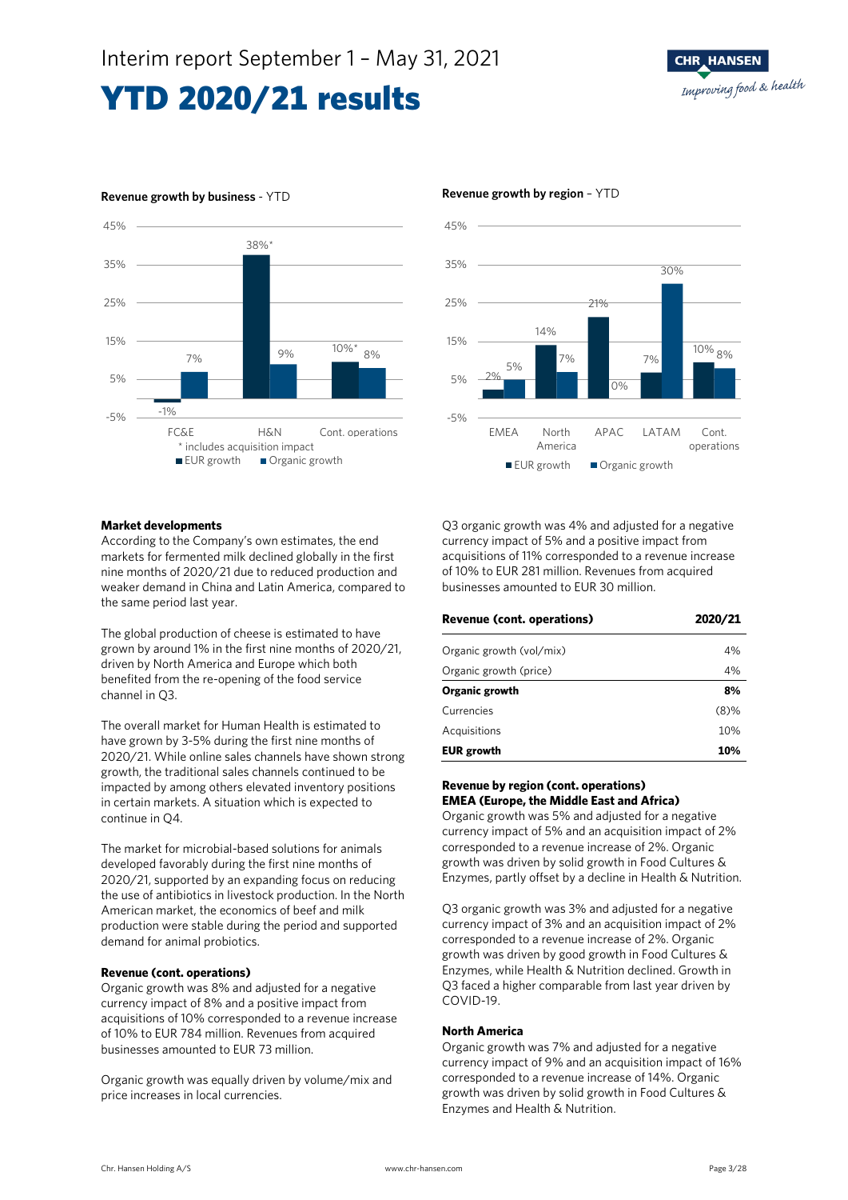# Interim report September 1 – May 31, 2021

# YTD 2020/21 results

**Revenue growth by business** - YTD

| | EUR growth | Organic growth |
|---|---|---|
| FC&E | -1% | 7% |
| H&N | 38%* | 9% |
| Cont. operations | 10%* | 8% |

\* includes acquisition impact

**Revenue growth by region** – YTD

| | EUR growth | Organic growth |
|---|---|---|
| EMEA | 2% | 5% |
| North America | 14% | 7% |
| APAC | 21% | 0% |
| LATAM | 7% | 30% |
| Cont. operations | 10% | 8% |

**Market developments**

According to the Company's own estimates, the end markets for fermented milk declined globally in the first nine months of 2020/21 due to reduced production and weaker demand in China and Latin America, compared to the same period last year.

The global production of cheese is estimated to have grown by around 1% in the first nine months of 2020/21, driven by North America and Europe which both benefited from the re-opening of the food service channel in Q3.

The overall market for Human Health is estimated to have grown by 3-5% during the first nine months of 2020/21. While online sales channels have shown strong growth, the traditional sales channels continued to be impacted by among others elevated inventory positions in certain markets. A situation which is expected to continue in Q4.

The market for microbial-based solutions for animals developed favorably during the first nine months of 2020/21, supported by an expanding focus on reducing the use of antibiotics in livestock production. In the North American market, the economics of beef and milk production were stable during the period and supported demand for animal probiotics.

**Revenue (cont. operations)**

Organic growth was 8% and adjusted for a negative currency impact of 8% and a positive impact from acquisitions of 10% corresponded to a revenue increase of 10% to EUR 784 million. Revenues from acquired businesses amounted to EUR 73 million.

Organic growth was equally driven by volume/mix and price increases in local currencies.

Q3 organic growth was 4% and adjusted for a negative currency impact of 5% and a positive impact from acquisitions of 11% corresponded to a revenue increase of 10% to EUR 281 million. Revenues from acquired businesses amounted to EUR 30 million.

| **Revenue (cont. operations)** | **2020/21** |
|---|---|
| Organic growth (vol/mix) | 4% |
| Organic growth (price) | 4% |
| **Organic growth** | **8%** |
| Currencies | (8)% |
| Acquisitions | 10% |
| **EUR growth** | **10%** |

**Revenue by region (cont. operations)**

**EMEA (Europe, the Middle East and Africa)**

Organic growth was 5% and adjusted for a negative currency impact of 5% and an acquisition impact of 2% corresponded to a revenue increase of 2%. Organic growth was driven by solid growth in Food Cultures & Enzymes, partly offset by a decline in Health & Nutrition.

Q3 organic growth was 3% and adjusted for a negative currency impact of 3% and an acquisition impact of 2% corresponded to a revenue increase of 2%. Organic growth was driven by good growth in Food Cultures & Enzymes, while Health & Nutrition declined. Growth in Q3 faced a higher comparable from last year driven by COVID-19.

**North America**

Organic growth was 7% and adjusted for a negative currency impact of 9% and an acquisition impact of 16% corresponded to a revenue increase of 14%. Organic growth was driven by solid growth in Food Cultures & Enzymes and Health & Nutrition.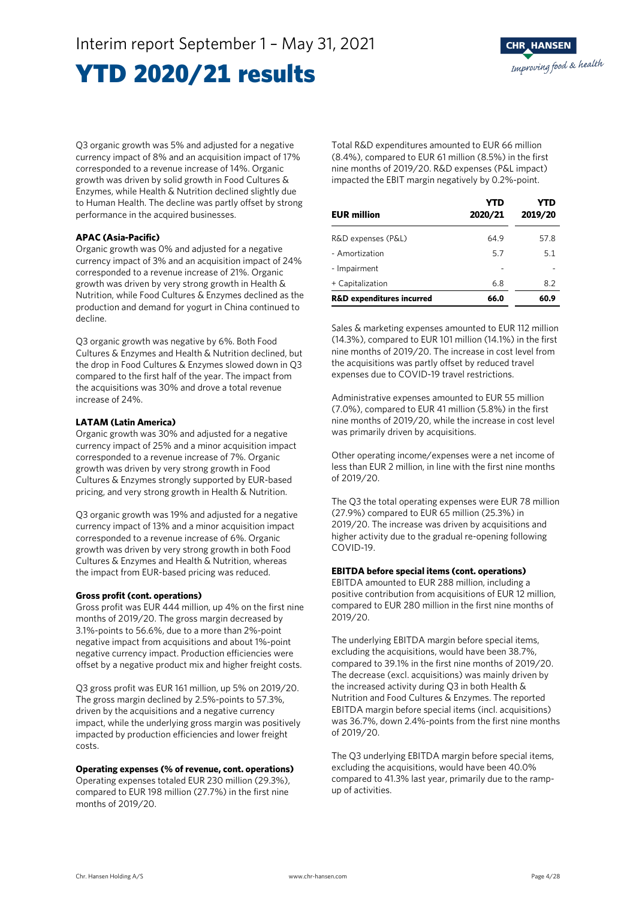# Interim report September 1 – May 31, 2021

# YTD 2020/21 results

Q3 organic growth was 5% and adjusted for a negative currency impact of 8% and an acquisition impact of 17% corresponded to a revenue increase of 14%. Organic growth was driven by solid growth in Food Cultures & Enzymes, while Health & Nutrition declined slightly due to Human Health. The decline was partly offset by strong performance in the acquired businesses.

**APAC (Asia-Pacific)**

Organic growth was 0% and adjusted for a negative currency impact of 3% and an acquisition impact of 24% corresponded to a revenue increase of 21%. Organic growth was driven by very strong growth in Health & Nutrition, while Food Cultures & Enzymes declined as the production and demand for yogurt in China continued to decline.

Q3 organic growth was negative by 6%. Both Food Cultures & Enzymes and Health & Nutrition declined, but the drop in Food Cultures & Enzymes slowed down in Q3 compared to the first half of the year. The impact from the acquisitions was 30% and drove a total revenue increase of 24%.

**LATAM (Latin America)**

Organic growth was 30% and adjusted for a negative currency impact of 25% and a minor acquisition impact corresponded to a revenue increase of 7%. Organic growth was driven by very strong growth in Food Cultures & Enzymes strongly supported by EUR-based pricing, and very strong growth in Health & Nutrition.

Q3 organic growth was 19% and adjusted for a negative currency impact of 13% and a minor acquisition impact corresponded to a revenue increase of 6%. Organic growth was driven by very strong growth in both Food Cultures & Enzymes and Health & Nutrition, whereas the impact from EUR-based pricing was reduced.

**Gross profit (cont. operations)**

Gross profit was EUR 444 million, up 4% on the first nine months of 2019/20. The gross margin decreased by 3.1%-points to 56.6%, due to a more than 2%-point negative impact from acquisitions and about 1%-point negative currency impact. Production efficiencies were offset by a negative product mix and higher freight costs.

Q3 gross profit was EUR 161 million, up 5% on 2019/20. The gross margin declined by 2.5%-points to 57.3%, driven by the acquisitions and a negative currency impact, while the underlying gross margin was positively impacted by production efficiencies and lower freight costs.

**Operating expenses (% of revenue, cont. operations)**

Operating expenses totaled EUR 230 million (29.3%), compared to EUR 198 million (27.7%) in the first nine months of 2019/20.

Total R&D expenditures amounted to EUR 66 million (8.4%), compared to EUR 61 million (8.5%) in the first nine months of 2019/20. R&D expenses (P&L impact) impacted the EBIT margin negatively by 0.2%-point.

| EUR million | YTD 2020/21 | YTD 2019/20 |
|---|---|---|
| R&D expenses (P&L) | 64.9 | 57.8 |
| - Amortization | 5.7 | 5.1 |
| - Impairment | - | - |
| + Capitalization | 6.8 | 8.2 |
| **R&D expenditures incurred** | **66.0** | **60.9** |

Sales & marketing expenses amounted to EUR 112 million (14.3%), compared to EUR 101 million (14.1%) in the first nine months of 2019/20. The increase in cost level from the acquisitions was partly offset by reduced travel expenses due to COVID-19 travel restrictions.

Administrative expenses amounted to EUR 55 million (7.0%), compared to EUR 41 million (5.8%) in the first nine months of 2019/20, while the increase in cost level was primarily driven by acquisitions.

Other operating income/expenses were a net income of less than EUR 2 million, in line with the first nine months of 2019/20.

The Q3 the total operating expenses were EUR 78 million (27.9%) compared to EUR 65 million (25.3%) in 2019/20. The increase was driven by acquisitions and higher activity due to the gradual re-opening following COVID-19.

**EBITDA before special items (cont. operations)**

EBITDA amounted to EUR 288 million, including a positive contribution from acquisitions of EUR 12 million, compared to EUR 280 million in the first nine months of 2019/20.

The underlying EBITDA margin before special items, excluding the acquisitions, would have been 38.7%, compared to 39.1% in the first nine months of 2019/20. The decrease (excl. acquisitions) was mainly driven by the increased activity during Q3 in both Health & Nutrition and Food Cultures & Enzymes. The reported EBITDA margin before special items (incl. acquisitions) was 36.7%, down 2.4%-points from the first nine months of 2019/20.

The Q3 underlying EBITDA margin before special items, excluding the acquisitions, would have been 40.0% compared to 41.3% last year, primarily due to the ramp-up of activities.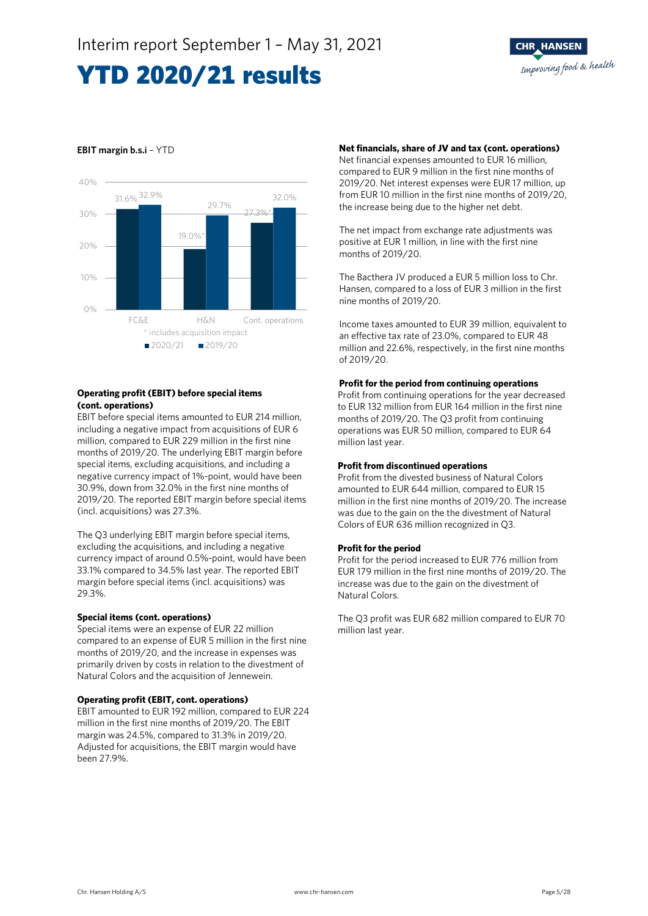# Interim report September 1 – May 31, 2021

# YTD 2020/21 results

**EBIT margin b.s.i** – YTD

| | 2020/21 | 2019/20 |
|---|---|---|
| FC&E | 31.6% | 32.9% |
| H&N | 19.0%* | 29.7% |
| Cont. operations | 27.3%* | 32.0% |

\* includes acquisition impact

### Operating profit (EBIT) before special items (cont. operations)

EBIT before special items amounted to EUR 214 million, including a negative impact from acquisitions of EUR 6 million, compared to EUR 229 million in the first nine months of 2019/20. The underlying EBIT margin before special items, excluding acquisitions, and including a negative currency impact of 1%-point, would have been 30.9%, down from 32.0% in the first nine months of 2019/20. The reported EBIT margin before special items (incl. acquisitions) was 27.3%.

The Q3 underlying EBIT margin before special items, excluding the acquisitions, and including a negative currency impact of around 0.5%-point, would have been 33.1% compared to 34.5% last year. The reported EBIT margin before special items (incl. acquisitions) was 29.3%.

### Special items (cont. operations)

Special items were an expense of EUR 22 million compared to an expense of EUR 5 million in the first nine months of 2019/20, and the increase in expenses was primarily driven by costs in relation to the divestment of Natural Colors and the acquisition of Jennewein.

### Operating profit (EBIT, cont. operations)

EBIT amounted to EUR 192 million, compared to EUR 224 million in the first nine months of 2019/20. The EBIT margin was 24.5%, compared to 31.3% in 2019/20. Adjusted for acquisitions, the EBIT margin would have been 27.9%.

### Net financials, share of JV and tax (cont. operations)

Net financial expenses amounted to EUR 16 million, compared to EUR 9 million in the first nine months of 2019/20. Net interest expenses were EUR 17 million, up from EUR 10 million in the first nine months of 2019/20, the increase being due to the higher net debt.

The net impact from exchange rate adjustments was positive at EUR 1 million, in line with the first nine months of 2019/20.

The Bacthera JV produced a EUR 5 million loss to Chr. Hansen, compared to a loss of EUR 3 million in the first nine months of 2019/20.

Income taxes amounted to EUR 39 million, equivalent to an effective tax rate of 23.0%, compared to EUR 48 million and 22.6%, respectively, in the first nine months of 2019/20.

### Profit for the period from continuing operations

Profit from continuing operations for the year decreased to EUR 132 million from EUR 164 million in the first nine months of 2019/20. The Q3 profit from continuing operations was EUR 50 million, compared to EUR 64 million last year.

### Profit from discontinued operations

Profit from the divested business of Natural Colors amounted to EUR 644 million, compared to EUR 15 million in the first nine months of 2019/20. The increase was due to the gain on the the divestment of Natural Colors of EUR 636 million recognized in Q3.

### Profit for the period

Profit for the period increased to EUR 776 million from EUR 179 million in the first nine months of 2019/20. The increase was due to the gain on the divestment of Natural Colors.

The Q3 profit was EUR 682 million compared to EUR 70 million last year.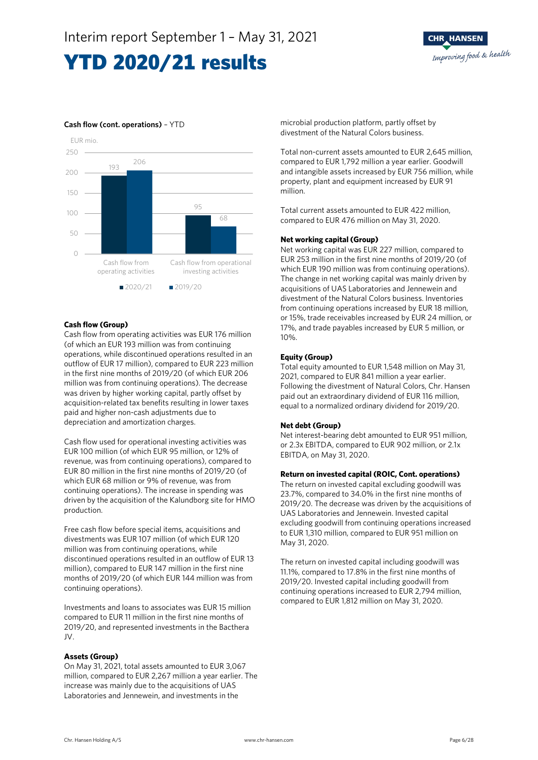# YTD 2020/21 results

**Cash flow (cont. operations)** – YTD

EUR mio.

| | 2020/21 | 2019/20 |
|---|---|---|
| Cash flow from operating activities | 193 | 206 |
| Cash flow from operational investing activities | 95 | 68 |

**Cash flow (Group)**

Cash flow from operating activities was EUR 176 million (of which an EUR 193 million was from continuing operations, while discontinued operations resulted in an outflow of EUR 17 million), compared to EUR 223 million in the first nine months of 2019/20 (of which EUR 206 million was from continuing operations). The decrease was driven by higher working capital, partly offset by acquisition-related tax benefits resulting in lower taxes paid and higher non-cash adjustments due to depreciation and amortization charges.

Cash flow used for operational investing activities was EUR 100 million (of which EUR 95 million, or 12% of revenue, was from continuing operations), compared to EUR 80 million in the first nine months of 2019/20 (of which EUR 68 million or 9% of revenue, was from continuing operations). The increase in spending was driven by the acquisition of the Kalundborg site for HMO production.

Free cash flow before special items, acquisitions and divestments was EUR 107 million (of which EUR 120 million was from continuing operations, while discontinued operations resulted in an outflow of EUR 13 million), compared to EUR 147 million in the first nine months of 2019/20 (of which EUR 144 million was from continuing operations).

Investments and loans to associates was EUR 15 million compared to EUR 11 million in the first nine months of 2019/20, and represented investments in the Bacthera JV.

**Assets (Group)**

On May 31, 2021, total assets amounted to EUR 3,067 million, compared to EUR 2,267 million a year earlier. The increase was mainly due to the acquisitions of UAS Laboratories and Jennewein, and investments in the microbial production platform, partly offset by divestment of the Natural Colors business.

Total non-current assets amounted to EUR 2,645 million, compared to EUR 1,792 million a year earlier. Goodwill and intangible assets increased by EUR 756 million, while property, plant and equipment increased by EUR 91 million.

Total current assets amounted to EUR 422 million, compared to EUR 476 million on May 31, 2020.

**Net working capital (Group)**

Net working capital was EUR 227 million, compared to EUR 253 million in the first nine months of 2019/20 (of which EUR 190 million was from continuing operations). The change in net working capital was mainly driven by acquisitions of UAS Laboratories and Jennewein and divestment of the Natural Colors business. Inventories from continuing operations increased by EUR 18 million, or 15%, trade receivables increased by EUR 24 million, or 17%, and trade payables increased by EUR 5 million, or 10%.

**Equity (Group)**

Total equity amounted to EUR 1,548 million on May 31, 2021, compared to EUR 841 million a year earlier. Following the divestment of Natural Colors, Chr. Hansen paid out an extraordinary dividend of EUR 116 million, equal to a normalized ordinary dividend for 2019/20.

**Net debt (Group)**

Net interest-bearing debt amounted to EUR 951 million, or 2.3x EBITDA, compared to EUR 902 million, or 2.1x EBITDA, on May 31, 2020.

**Return on invested capital (ROIC, Cont. operations)**

The return on invested capital excluding goodwill was 23.7%, compared to 34.0% in the first nine months of 2019/20. The decrease was driven by the acquisitions of UAS Laboratories and Jennewein. Invested capital excluding goodwill from continuing operations increased to EUR 1,310 million, compared to EUR 951 million on May 31, 2020.

The return on invested capital including goodwill was 11.1%, compared to 17.8% in the first nine months of 2019/20. Invested capital including goodwill from continuing operations increased to EUR 2,794 million, compared to EUR 1,812 million on May 31, 2020.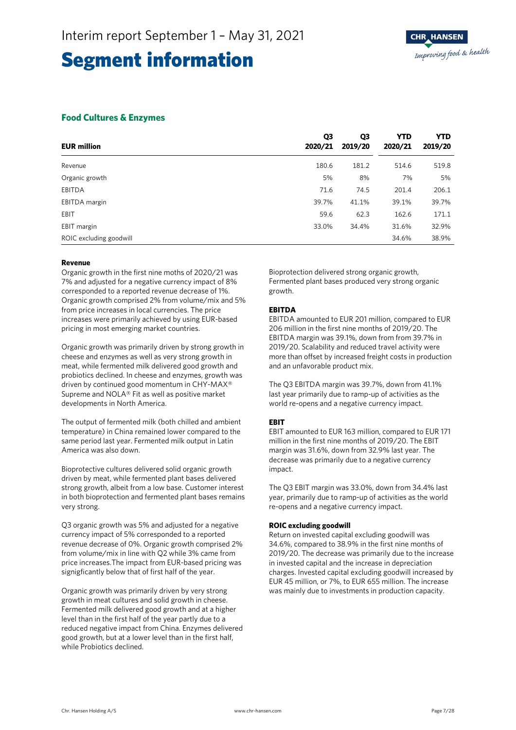# Segment information

## Food Cultures & Enzymes

| EUR million | Q3 2020/21 | Q3 2019/20 | YTD 2020/21 | YTD 2019/20 |
|---|---|---|---|---|
| Revenue | 180.6 | 181.2 | 514.6 | 519.8 |
| Organic growth | 5% | 8% | 7% | 5% |
| EBITDA | 71.6 | 74.5 | 201.4 | 206.1 |
| EBITDA margin | 39.7% | 41.1% | 39.1% | 39.7% |
| EBIT | 59.6 | 62.3 | 162.6 | 171.1 |
| EBIT margin | 33.0% | 34.4% | 31.6% | 32.9% |
| ROIC excluding goodwill | | | 34.6% | 38.9% |

**Revenue**

Organic growth in the first nine moths of 2020/21 was 7% and adjusted for a negative currency impact of 8% corresponded to a reported revenue decrease of 1%. Organic growth comprised 2% from volume/mix and 5% from price increases in local currencies. The price increases were primarily achieved by using EUR-based pricing in most emerging market countries.

Organic growth was primarily driven by strong growth in cheese and enzymes as well as very strong growth in meat, while fermented milk delivered good growth and probiotics declined. In cheese and enzymes, growth was driven by continued good momentum in CHY-MAX® Supreme and NOLA® Fit as well as positive market developments in North America.

The output of fermented milk (both chilled and ambient temperature) in China remained lower compared to the same period last year. Fermented milk output in Latin America was also down.

Bioprotective cultures delivered solid organic growth driven by meat, while fermented plant bases delivered strong growth, albeit from a low base. Customer interest in both bioprotection and fermented plant bases remains very strong.

Q3 organic growth was 5% and adjusted for a negative currency impact of 5% corresponded to a reported revenue decrease of 0%. Organic growth comprised 2% from volume/mix in line with Q2 while 3% came from price increases.The impact from EUR-based pricing was signigficantly below that of first half of the year.

Organic growth was primarily driven by very strong growth in meat cultures and solid growth in cheese. Fermented milk delivered good growth and at a higher level than in the first half of the year partly due to a reduced negative impact from China. Enzymes delivered good growth, but at a lower level than in the first half, while Probiotics declined.

Bioprotection delivered strong organic growth, Fermented plant bases produced very strong organic growth.

**EBITDA**

EBITDA amounted to EUR 201 million, compared to EUR 206 million in the first nine months of 2019/20. The EBITDA margin was 39.1%, down from from 39.7% in 2019/20. Scalability and reduced travel activity were more than offset by increased freight costs in production and an unfavorable product mix.

The Q3 EBITDA margin was 39.7%, down from 41.1% last year primarily due to ramp-up of activities as the world re-opens and a negative currency impact.

**EBIT**

EBIT amounted to EUR 163 million, compared to EUR 171 million in the first nine months of 2019/20. The EBIT margin was 31.6%, down from 32.9% last year. The decrease was primarily due to a negative currency impact.

The Q3 EBIT margin was 33.0%, down from 34.4% last year, primarily due to ramp-up of activities as the world re-opens and a negative currency impact.

**ROIC excluding goodwill**

Return on invested capital excluding goodwill was 34.6%, compared to 38.9% in the first nine months of 2019/20. The decrease was primarily due to the increase in invested capital and the increase in depreciation charges. Invested capital excluding goodwill increased by EUR 45 million, or 7%, to EUR 655 million. The increase was mainly due to investments in production capacity.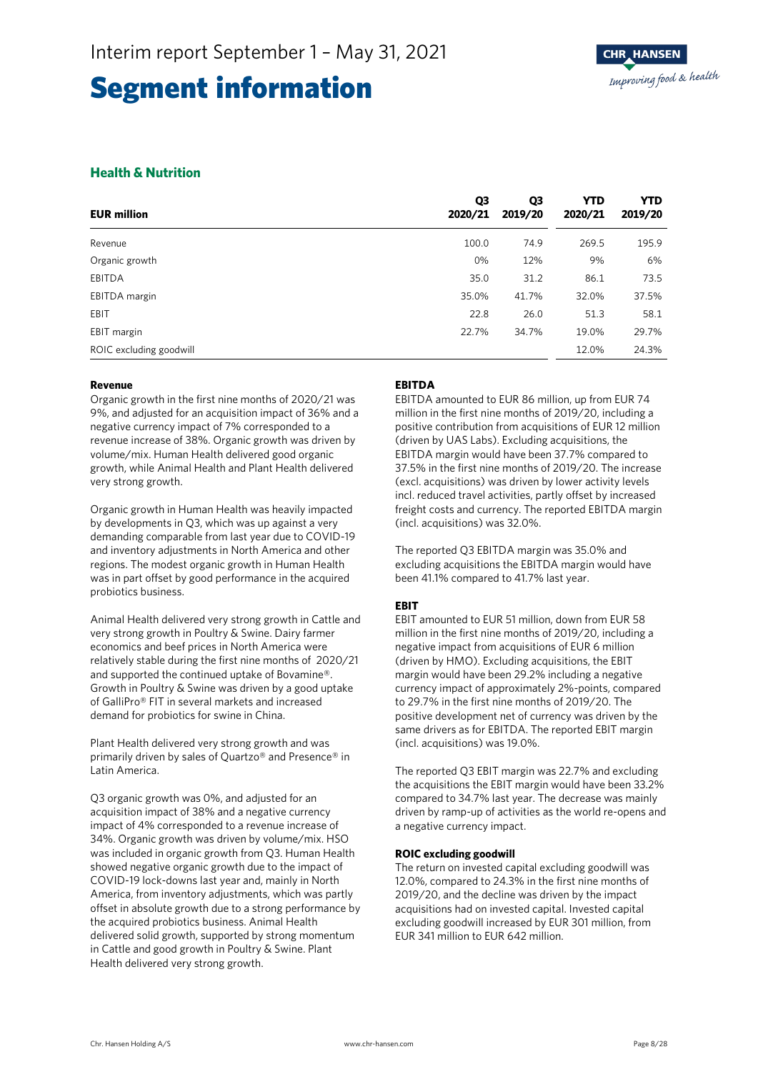# Segment information

## Health & Nutrition

| EUR million | Q3 2020/21 | Q3 2019/20 | YTD 2020/21 | YTD 2019/20 |
|---|---|---|---|---|
| Revenue | 100.0 | 74.9 | 269.5 | 195.9 |
| Organic growth | 0% | 12% | 9% | 6% |
| EBITDA | 35.0 | 31.2 | 86.1 | 73.5 |
| EBITDA margin | 35.0% | 41.7% | 32.0% | 37.5% |
| EBIT | 22.8 | 26.0 | 51.3 | 58.1 |
| EBIT margin | 22.7% | 34.7% | 19.0% | 29.7% |
| ROIC excluding goodwill | | | 12.0% | 24.3% |

**Revenue**

Organic growth in the first nine months of 2020/21 was 9%, and adjusted for an acquisition impact of 36% and a negative currency impact of 7% corresponded to a revenue increase of 38%. Organic growth was driven by volume/mix. Human Health delivered good organic growth, while Animal Health and Plant Health delivered very strong growth.

Organic growth in Human Health was heavily impacted by developments in Q3, which was up against a very demanding comparable from last year due to COVID-19 and inventory adjustments in North America and other regions. The modest organic growth in Human Health was in part offset by good performance in the acquired probiotics business.

Animal Health delivered very strong growth in Cattle and very strong growth in Poultry & Swine. Dairy farmer economics and beef prices in North America were relatively stable during the first nine months of 2020/21 and supported the continued uptake of Bovamine®. Growth in Poultry & Swine was driven by a good uptake of GalliPro® FIT in several markets and increased demand for probiotics for swine in China.

Plant Health delivered very strong growth and was primarily driven by sales of Quartzo® and Presence® in Latin America.

Q3 organic growth was 0%, and adjusted for an acquisition impact of 38% and a negative currency impact of 4% corresponded to a revenue increase of 34%. Organic growth was driven by volume/mix. HSO was included in organic growth from Q3. Human Health showed negative organic growth due to the impact of COVID-19 lock-downs last year and, mainly in North America, from inventory adjustments, which was partly offset in absolute growth due to a strong performance by the acquired probiotics business. Animal Health delivered solid growth, supported by strong momentum in Cattle and good growth in Poultry & Swine. Plant Health delivered very strong growth.

**EBITDA**

EBITDA amounted to EUR 86 million, up from EUR 74 million in the first nine months of 2019/20, including a positive contribution from acquisitions of EUR 12 million (driven by UAS Labs). Excluding acquisitions, the EBITDA margin would have been 37.7% compared to 37.5% in the first nine months of 2019/20. The increase (excl. acquisitions) was driven by lower activity levels incl. reduced travel activities, partly offset by increased freight costs and currency. The reported EBITDA margin (incl. acquisitions) was 32.0%.

The reported Q3 EBITDA margin was 35.0% and excluding acquisitions the EBITDA margin would have been 41.1% compared to 41.7% last year.

**EBIT**

EBIT amounted to EUR 51 million, down from EUR 58 million in the first nine months of 2019/20, including a negative impact from acquisitions of EUR 6 million (driven by HMO). Excluding acquisitions, the EBIT margin would have been 29.2% including a negative currency impact of approximately 2%-points, compared to 29.7% in the first nine months of 2019/20. The positive development net of currency was driven by the same drivers as for EBITDA. The reported EBIT margin (incl. acquisitions) was 19.0%.

The reported Q3 EBIT margin was 22.7% and excluding the acquisitions the EBIT margin would have been 33.2% compared to 34.7% last year. The decrease was mainly driven by ramp-up of activities as the world re-opens and a negative currency impact.

**ROIC excluding goodwill**

The return on invested capital excluding goodwill was 12.0%, compared to 24.3% in the first nine months of 2019/20, and the decline was driven by the impact acquisitions had on invested capital. Invested capital excluding goodwill increased by EUR 301 million, from EUR 341 million to EUR 642 million.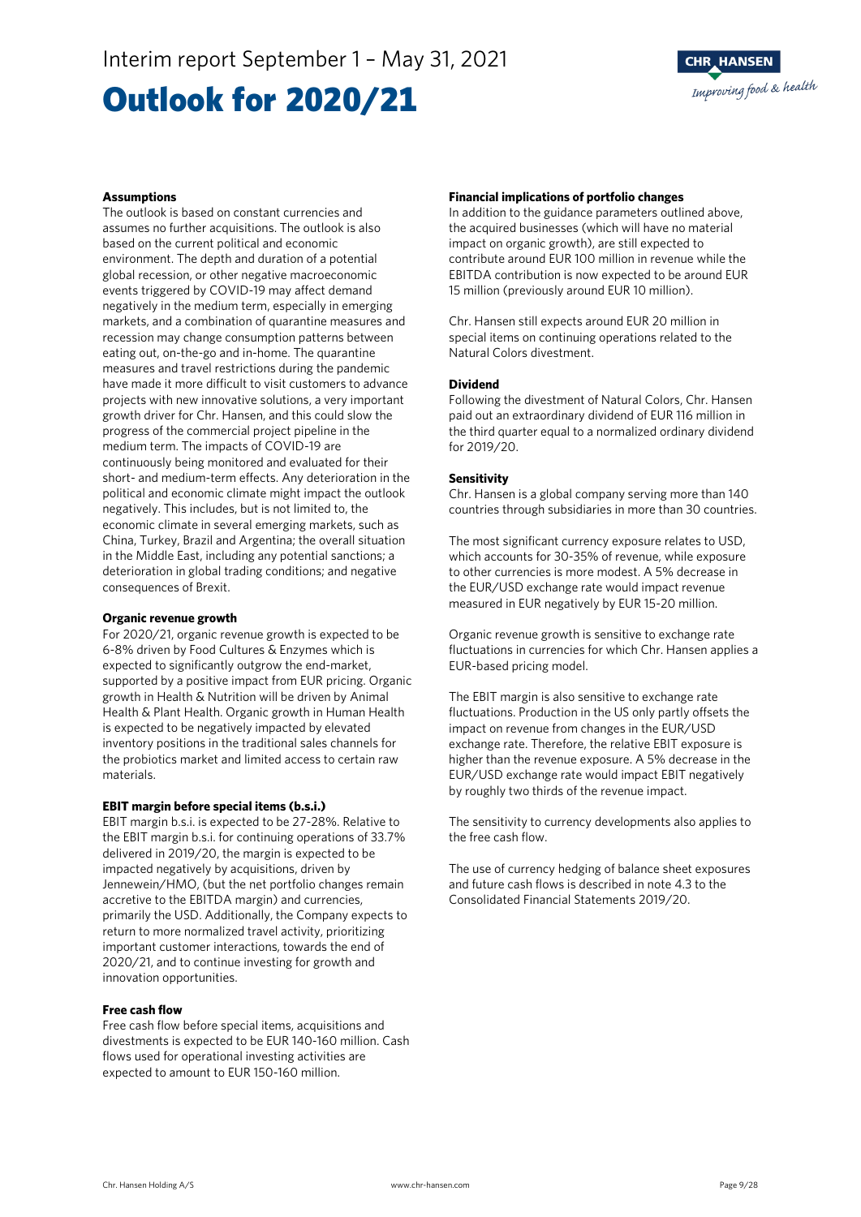# Outlook for 2020/21

**Assumptions**

The outlook is based on constant currencies and assumes no further acquisitions. The outlook is also based on the current political and economic environment. The depth and duration of a potential global recession, or other negative macroeconomic events triggered by COVID-19 may affect demand negatively in the medium term, especially in emerging markets, and a combination of quarantine measures and recession may change consumption patterns between eating out, on-the-go and in-home. The quarantine measures and travel restrictions during the pandemic have made it more difficult to visit customers to advance projects with new innovative solutions, a very important growth driver for Chr. Hansen, and this could slow the progress of the commercial project pipeline in the medium term. The impacts of COVID-19 are continuously being monitored and evaluated for their short- and medium-term effects. Any deterioration in the political and economic climate might impact the outlook negatively. This includes, but is not limited to, the economic climate in several emerging markets, such as China, Turkey, Brazil and Argentina; the overall situation in the Middle East, including any potential sanctions; a deterioration in global trading conditions; and negative consequences of Brexit.

**Organic revenue growth**

For 2020/21, organic revenue growth is expected to be 6-8% driven by Food Cultures & Enzymes which is expected to significantly outgrow the end-market, supported by a positive impact from EUR pricing. Organic growth in Health & Nutrition will be driven by Animal Health & Plant Health. Organic growth in Human Health is expected to be negatively impacted by elevated inventory positions in the traditional sales channels for the probiotics market and limited access to certain raw materials.

**EBIT margin before special items (b.s.i.)**

EBIT margin b.s.i. is expected to be 27-28%. Relative to the EBIT margin b.s.i. for continuing operations of 33.7% delivered in 2019/20, the margin is expected to be impacted negatively by acquisitions, driven by Jennewein/HMO, (but the net portfolio changes remain accretive to the EBITDA margin) and currencies, primarily the USD. Additionally, the Company expects to return to more normalized travel activity, prioritizing important customer interactions, towards the end of 2020/21, and to continue investing for growth and innovation opportunities.

**Free cash flow**

Free cash flow before special items, acquisitions and divestments is expected to be EUR 140-160 million. Cash flows used for operational investing activities are expected to amount to EUR 150-160 million.

**Financial implications of portfolio changes**

In addition to the guidance parameters outlined above, the acquired businesses (which will have no material impact on organic growth), are still expected to contribute around EUR 100 million in revenue while the EBITDA contribution is now expected to be around EUR 15 million (previously around EUR 10 million).

Chr. Hansen still expects around EUR 20 million in special items on continuing operations related to the Natural Colors divestment.

**Dividend**

Following the divestment of Natural Colors, Chr. Hansen paid out an extraordinary dividend of EUR 116 million in the third quarter equal to a normalized ordinary dividend for 2019/20.

**Sensitivity**

Chr. Hansen is a global company serving more than 140 countries through subsidiaries in more than 30 countries.

The most significant currency exposure relates to USD, which accounts for 30-35% of revenue, while exposure to other currencies is more modest. A 5% decrease in the EUR/USD exchange rate would impact revenue measured in EUR negatively by EUR 15-20 million.

Organic revenue growth is sensitive to exchange rate fluctuations in currencies for which Chr. Hansen applies a EUR-based pricing model.

The EBIT margin is also sensitive to exchange rate fluctuations. Production in the US only partly offsets the impact on revenue from changes in the EUR/USD exchange rate. Therefore, the relative EBIT exposure is higher than the revenue exposure. A 5% decrease in the EUR/USD exchange rate would impact EBIT negatively by roughly two thirds of the revenue impact.

The sensitivity to currency developments also applies to the free cash flow.

The use of currency hedging of balance sheet exposures and future cash flows is described in note 4.3 to the Consolidated Financial Statements 2019/20.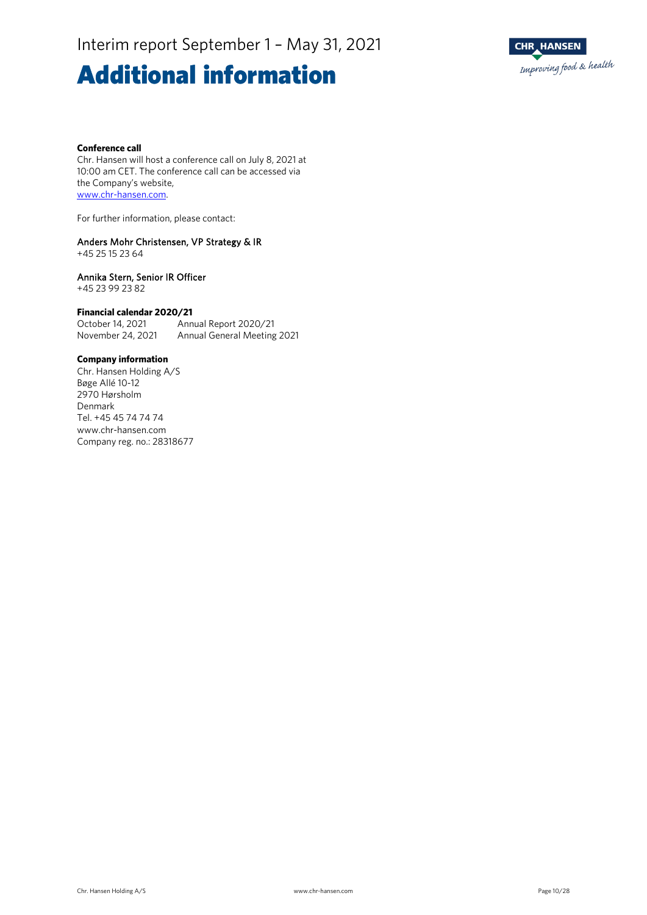# Additional information

**Conference call**

Chr. Hansen will host a conference call on July 8, 2021 at 10:00 am CET. The conference call can be accessed via the Company's website, www.chr-hansen.com.

For further information, please contact:

Anders Mohr Christensen, VP Strategy & IR
+45 25 15 23 64

Annika Stern, Senior IR Officer
+45 23 99 23 82

**Financial calendar 2020/21**

| | |
|---|---|
| October 14, 2021 | Annual Report 2020/21 |
| November 24, 2021 | Annual General Meeting 2021 |

**Company information**

Chr. Hansen Holding A/S
Bøge Allé 10-12
2970 Hørsholm
Denmark
Tel. +45 45 74 74 74
www.chr-hansen.com
Company reg. no.: 28318677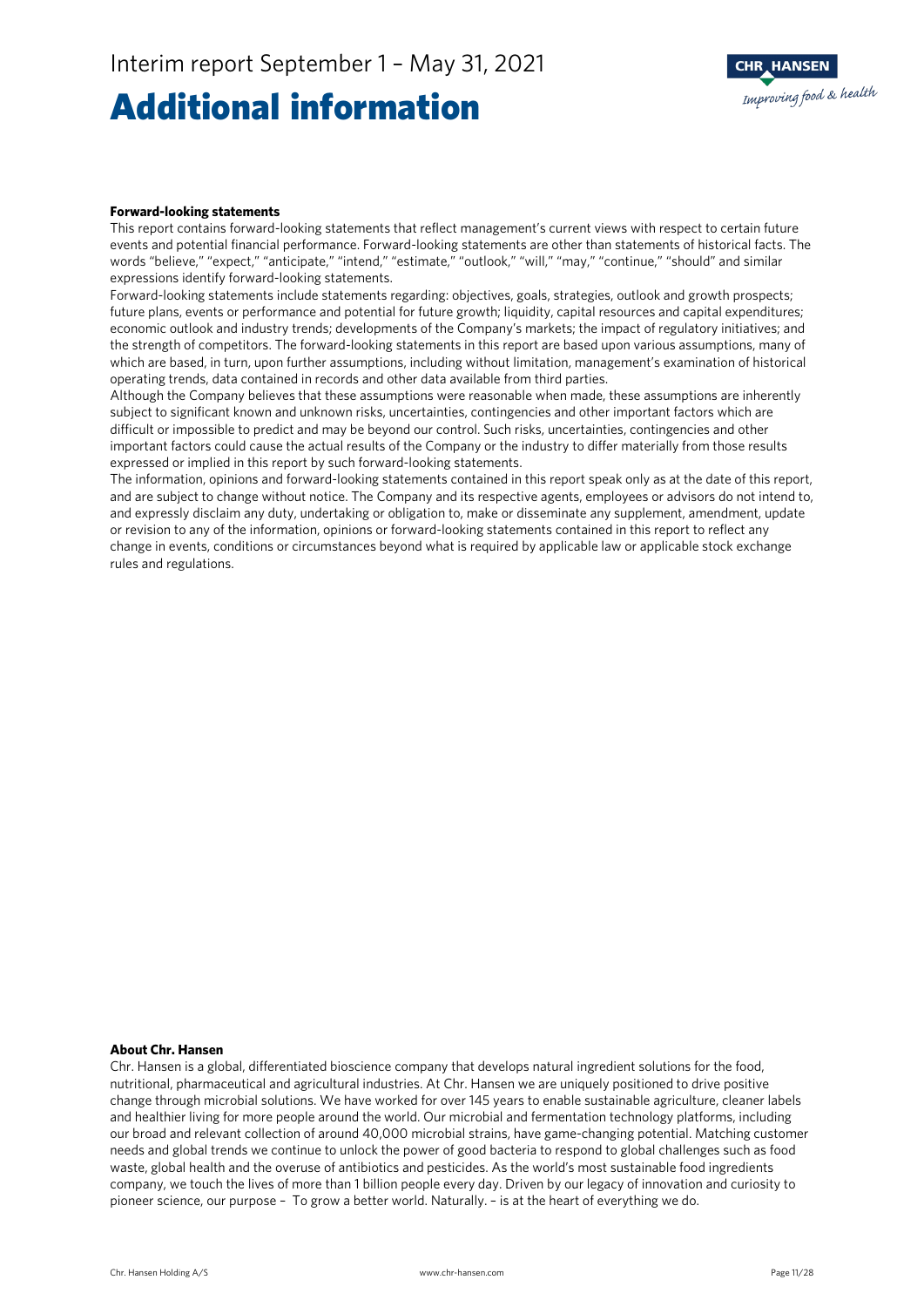# Additional information

**Forward-looking statements**

This report contains forward-looking statements that reflect management's current views with respect to certain future events and potential financial performance. Forward-looking statements are other than statements of historical facts. The words "believe," "expect," "anticipate," "intend," "estimate," "outlook," "will," "may," "continue," "should" and similar expressions identify forward-looking statements.

Forward-looking statements include statements regarding: objectives, goals, strategies, outlook and growth prospects; future plans, events or performance and potential for future growth; liquidity, capital resources and capital expenditures; economic outlook and industry trends; developments of the Company's markets; the impact of regulatory initiatives; and the strength of competitors. The forward-looking statements in this report are based upon various assumptions, many of which are based, in turn, upon further assumptions, including without limitation, management's examination of historical operating trends, data contained in records and other data available from third parties.

Although the Company believes that these assumptions were reasonable when made, these assumptions are inherently subject to significant known and unknown risks, uncertainties, contingencies and other important factors which are difficult or impossible to predict and may be beyond our control. Such risks, uncertainties, contingencies and other important factors could cause the actual results of the Company or the industry to differ materially from those results expressed or implied in this report by such forward-looking statements.

The information, opinions and forward-looking statements contained in this report speak only as at the date of this report, and are subject to change without notice. The Company and its respective agents, employees or advisors do not intend to, and expressly disclaim any duty, undertaking or obligation to, make or disseminate any supplement, amendment, update or revision to any of the information, opinions or forward-looking statements contained in this report to reflect any change in events, conditions or circumstances beyond what is required by applicable law or applicable stock exchange rules and regulations.

**About Chr. Hansen**

Chr. Hansen is a global, differentiated bioscience company that develops natural ingredient solutions for the food, nutritional, pharmaceutical and agricultural industries. At Chr. Hansen we are uniquely positioned to drive positive change through microbial solutions. We have worked for over 145 years to enable sustainable agriculture, cleaner labels and healthier living for more people around the world. Our microbial and fermentation technology platforms, including our broad and relevant collection of around 40,000 microbial strains, have game-changing potential. Matching customer needs and global trends we continue to unlock the power of good bacteria to respond to global challenges such as food waste, global health and the overuse of antibiotics and pesticides. As the world's most sustainable food ingredients company, we touch the lives of more than 1 billion people every day. Driven by our legacy of innovation and curiosity to pioneer science, our purpose – To grow a better world. Naturally. – is at the heart of everything we do.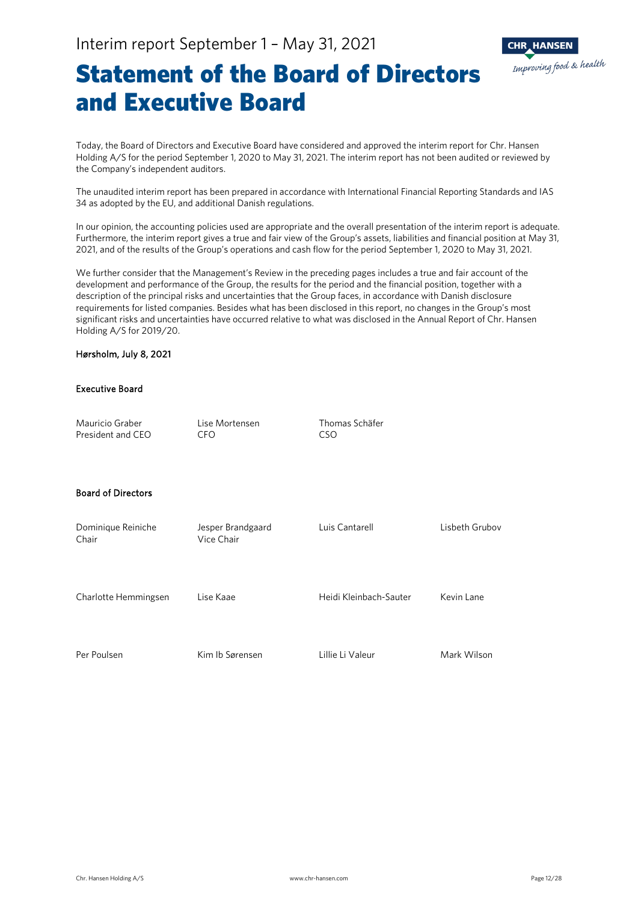# Statement of the Board of Directors and Executive Board

Today, the Board of Directors and Executive Board have considered and approved the interim report for Chr. Hansen Holding A/S for the period September 1, 2020 to May 31, 2021. The interim report has not been audited or reviewed by the Company's independent auditors.

The unaudited interim report has been prepared in accordance with International Financial Reporting Standards and IAS 34 as adopted by the EU, and additional Danish regulations.

In our opinion, the accounting policies used are appropriate and the overall presentation of the interim report is adequate. Furthermore, the interim report gives a true and fair view of the Group's assets, liabilities and financial position at May 31, 2021, and of the results of the Group's operations and cash flow for the period September 1, 2020 to May 31, 2021.

We further consider that the Management's Review in the preceding pages includes a true and fair account of the development and performance of the Group, the results for the period and the financial position, together with a description of the principal risks and uncertainties that the Group faces, in accordance with Danish disclosure requirements for listed companies. Besides what has been disclosed in this report, no changes in the Group's most significant risks and uncertainties have occurred relative to what was disclosed in the Annual Report of Chr. Hansen Holding A/S for 2019/20.

**Hørsholm, July 8, 2021**

**Executive Board**

Mauricio Graber
President and CEO

Lise Mortensen
CFO

Thomas Schäfer
CSO

**Board of Directors**

Dominique Reiniche
Chair

Jesper Brandgaard
Vice Chair

Luis Cantarell

Lisbeth Grubov

Charlotte Hemmingsen

Lise Kaae

Heidi Kleinbach-Sauter

Kevin Lane

Per Poulsen

Kim Ib Sørensen

Lillie Li Valeur

Mark Wilson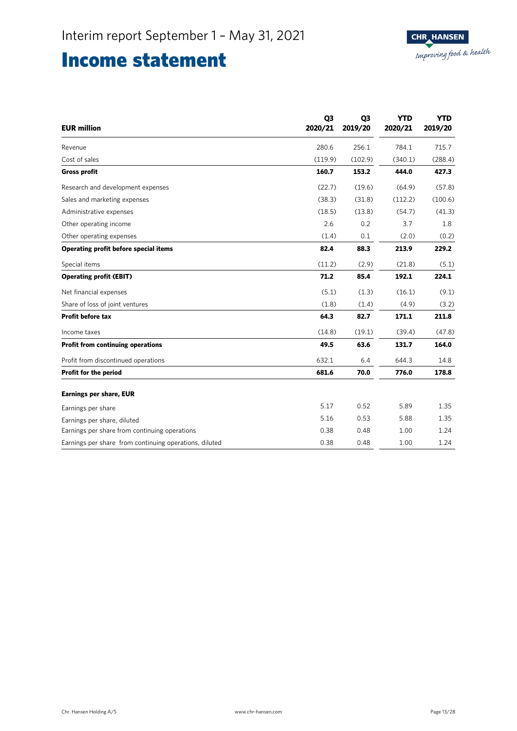# Interim report September 1 – May 31, 2021

# Income statement

| EUR million | Q3 2020/21 | Q3 2019/20 | YTD 2020/21 | YTD 2019/20 |
|---|---|---|---|---|
| Revenue | 280.6 | 256.1 | 784.1 | 715.7 |
| Cost of sales | (119.9) | (102.9) | (340.1) | (288.4) |
| **Gross profit** | **160.7** | **153.2** | **444.0** | **427.3** |
| Research and development expenses | (22.7) | (19.6) | (64.9) | (57.8) |
| Sales and marketing expenses | (38.3) | (31.8) | (112.2) | (100.6) |
| Administrative expenses | (18.5) | (13.8) | (54.7) | (41.3) |
| Other operating income | 2.6 | 0.2 | 3.7 | 1.8 |
| Other operating expenses | (1.4) | 0.1 | (2.0) | (0.2) |
| **Operating profit before special items** | **82.4** | **88.3** | **213.9** | **229.2** |
| Special items | (11.2) | (2.9) | (21.8) | (5.1) |
| **Operating profit (EBIT)** | **71.2** | **85.4** | **192.1** | **224.1** |
| Net financial expenses | (5.1) | (1.3) | (16.1) | (9.1) |
| Share of loss of joint ventures | (1.8) | (1.4) | (4.9) | (3.2) |
| **Profit before tax** | **64.3** | **82.7** | **171.1** | **211.8** |
| Income taxes | (14.8) | (19.1) | (39.4) | (47.8) |
| **Profit from continuing operations** | **49.5** | **63.6** | **131.7** | **164.0** |
| Profit from discontinued operations | 632.1 | 6.4 | 644.3 | 14.8 |
| **Profit for the period** | **681.6** | **70.0** | **776.0** | **178.8** |
| | | | | |
| **Earnings per share, EUR** | | | | |
| Earnings per share | 5.17 | 0.52 | 5.89 | 1.35 |
| Earnings per share, diluted | 5.16 | 0.53 | 5.88 | 1.35 |
| Earnings per share from continuing operations | 0.38 | 0.48 | 1.00 | 1.24 |
| Earnings per share from continuing operations, diluted | 0.38 | 0.48 | 1.00 | 1.24 |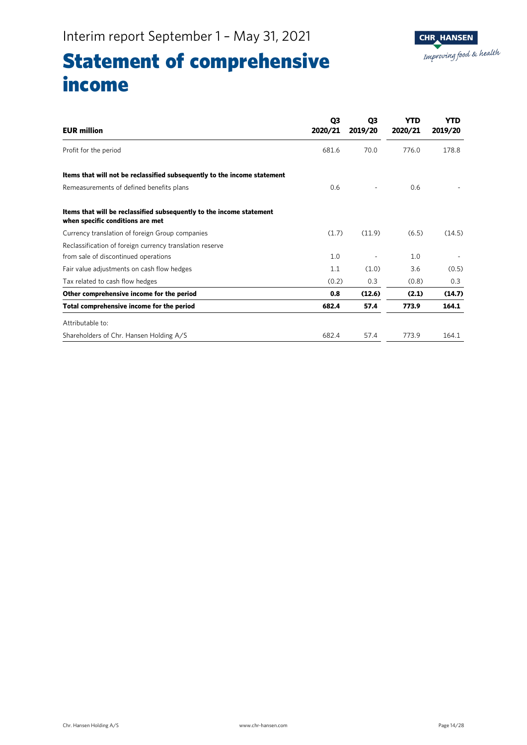# Statement of comprehensive income

| EUR million | Q3 2020/21 | Q3 2019/20 | YTD 2020/21 | YTD 2019/20 |
|---|---|---|---|---|
| Profit for the period | 681.6 | 70.0 | 776.0 | 178.8 |
| **Items that will not be reclassified subsequently to the income statement** | | | | |
| Remeasurements of defined benefits plans | 0.6 | - | 0.6 | - |
| **Items that will be reclassified subsequently to the income statement when specific conditions are met** | | | | |
| Currency translation of foreign Group companies | (1.7) | (11.9) | (6.5) | (14.5) |
| Reclassification of foreign currency translation reserve from sale of discontinued operations | 1.0 | - | 1.0 | - |
| Fair value adjustments on cash flow hedges | 1.1 | (1.0) | 3.6 | (0.5) |
| Tax related to cash flow hedges | (0.2) | 0.3 | (0.8) | 0.3 |
| **Other comprehensive income for the period** | **0.8** | **(12.6)** | **(2.1)** | **(14.7)** |
| **Total comprehensive income for the period** | **682.4** | **57.4** | **773.9** | **164.1** |
| Attributable to: | | | | |
| Shareholders of Chr. Hansen Holding A/S | 682.4 | 57.4 | 773.9 | 164.1 |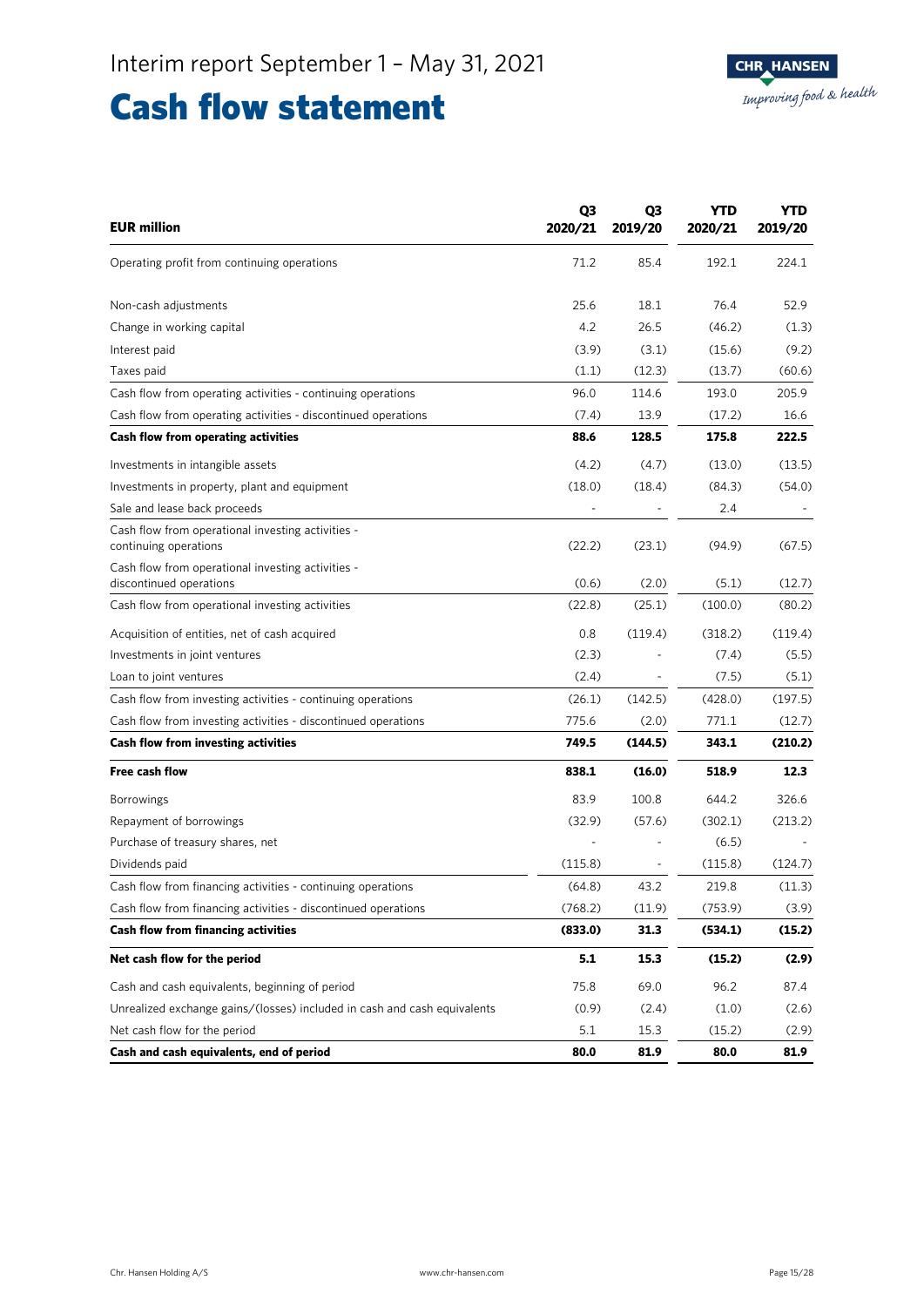Interim report September 1 – May 31, 2021

# Cash flow statement

| EUR million | Q3 2020/21 | Q3 2019/20 | YTD 2020/21 | YTD 2019/20 |
|---|---|---|---|---|
| Operating profit from continuing operations | 71.2 | 85.4 | 192.1 | 224.1 |
| Non-cash adjustments | 25.6 | 18.1 | 76.4 | 52.9 |
| Change in working capital | 4.2 | 26.5 | (46.2) | (1.3) |
| Interest paid | (3.9) | (3.1) | (15.6) | (9.2) |
| Taxes paid | (1.1) | (12.3) | (13.7) | (60.6) |
| Cash flow from operating activities - continuing operations | 96.0 | 114.6 | 193.0 | 205.9 |
| Cash flow from operating activities - discontinued operations | (7.4) | 13.9 | (17.2) | 16.6 |
| **Cash flow from operating activities** | **88.6** | **128.5** | **175.8** | **222.5** |
| Investments in intangible assets | (4.2) | (4.7) | (13.0) | (13.5) |
| Investments in property, plant and equipment | (18.0) | (18.4) | (84.3) | (54.0) |
| Sale and lease back proceeds | - | - | 2.4 | - |
| Cash flow from operational investing activities - continuing operations | (22.2) | (23.1) | (94.9) | (67.5) |
| Cash flow from operational investing activities - discontinued operations | (0.6) | (2.0) | (5.1) | (12.7) |
| Cash flow from operational investing activities | (22.8) | (25.1) | (100.0) | (80.2) |
| Acquisition of entities, net of cash acquired | 0.8 | (119.4) | (318.2) | (119.4) |
| Investments in joint ventures | (2.3) | - | (7.4) | (5.5) |
| Loan to joint ventures | (2.4) | - | (7.5) | (5.1) |
| Cash flow from investing activities - continuing operations | (26.1) | (142.5) | (428.0) | (197.5) |
| Cash flow from investing activities - discontinued operations | 775.6 | (2.0) | 771.1 | (12.7) |
| **Cash flow from investing activities** | **749.5** | **(144.5)** | **343.1** | **(210.2)** |
| **Free cash flow** | **838.1** | **(16.0)** | **518.9** | **12.3** |
| Borrowings | 83.9 | 100.8 | 644.2 | 326.6 |
| Repayment of borrowings | (32.9) | (57.6) | (302.1) | (213.2) |
| Purchase of treasury shares, net | - | - | (6.5) | - |
| Dividends paid | (115.8) | - | (115.8) | (124.7) |
| Cash flow from financing activities - continuing operations | (64.8) | 43.2 | 219.8 | (11.3) |
| Cash flow from financing activities - discontinued operations | (768.2) | (11.9) | (753.9) | (3.9) |
| **Cash flow from financing activities** | **(833.0)** | **31.3** | **(534.1)** | **(15.2)** |
| **Net cash flow for the period** | **5.1** | **15.3** | **(15.2)** | **(2.9)** |
| Cash and cash equivalents, beginning of period | 75.8 | 69.0 | 96.2 | 87.4 |
| Unrealized exchange gains/(losses) included in cash and cash equivalents | (0.9) | (2.4) | (1.0) | (2.6) |
| Net cash flow for the period | 5.1 | 15.3 | (15.2) | (2.9) |
| **Cash and cash equivalents, end of period** | **80.0** | **81.9** | **80.0** | **81.9** |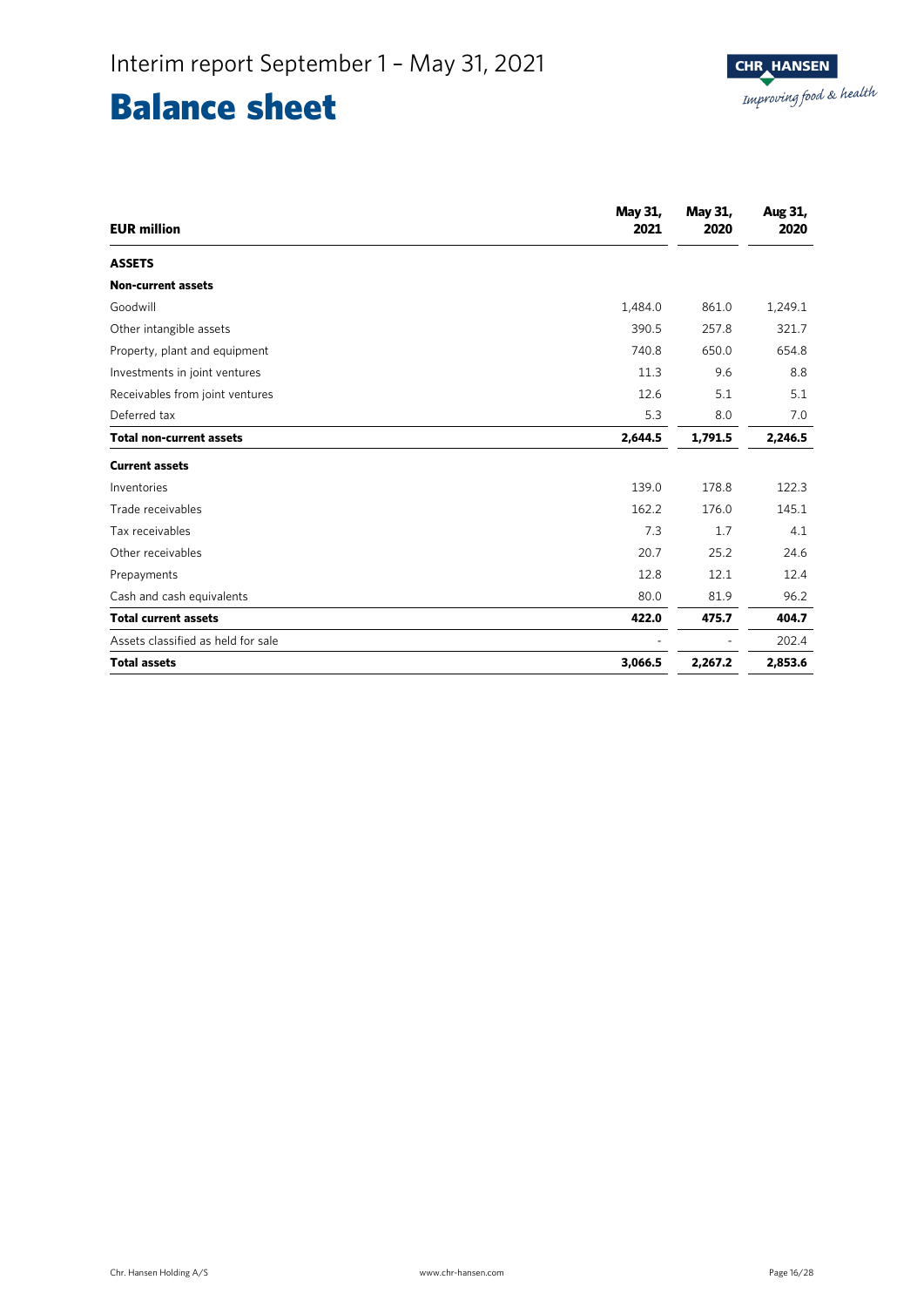Interim report September 1 – May 31, 2021

# Balance sheet

| EUR million | May 31, 2021 | May 31, 2020 | Aug 31, 2020 |
|---|---|---|---|
| **ASSETS** | | | |
| **Non-current assets** | | | |
| Goodwill | 1,484.0 | 861.0 | 1,249.1 |
| Other intangible assets | 390.5 | 257.8 | 321.7 |
| Property, plant and equipment | 740.8 | 650.0 | 654.8 |
| Investments in joint ventures | 11.3 | 9.6 | 8.8 |
| Receivables from joint ventures | 12.6 | 5.1 | 5.1 |
| Deferred tax | 5.3 | 8.0 | 7.0 |
| **Total non-current assets** | **2,644.5** | **1,791.5** | **2,246.5** |
| **Current assets** | | | |
| Inventories | 139.0 | 178.8 | 122.3 |
| Trade receivables | 162.2 | 176.0 | 145.1 |
| Tax receivables | 7.3 | 1.7 | 4.1 |
| Other receivables | 20.7 | 25.2 | 24.6 |
| Prepayments | 12.8 | 12.1 | 12.4 |
| Cash and cash equivalents | 80.0 | 81.9 | 96.2 |
| **Total current assets** | **422.0** | **475.7** | **404.7** |
| Assets classified as held for sale | - | - | 202.4 |
| **Total assets** | **3,066.5** | **2,267.2** | **2,853.6** |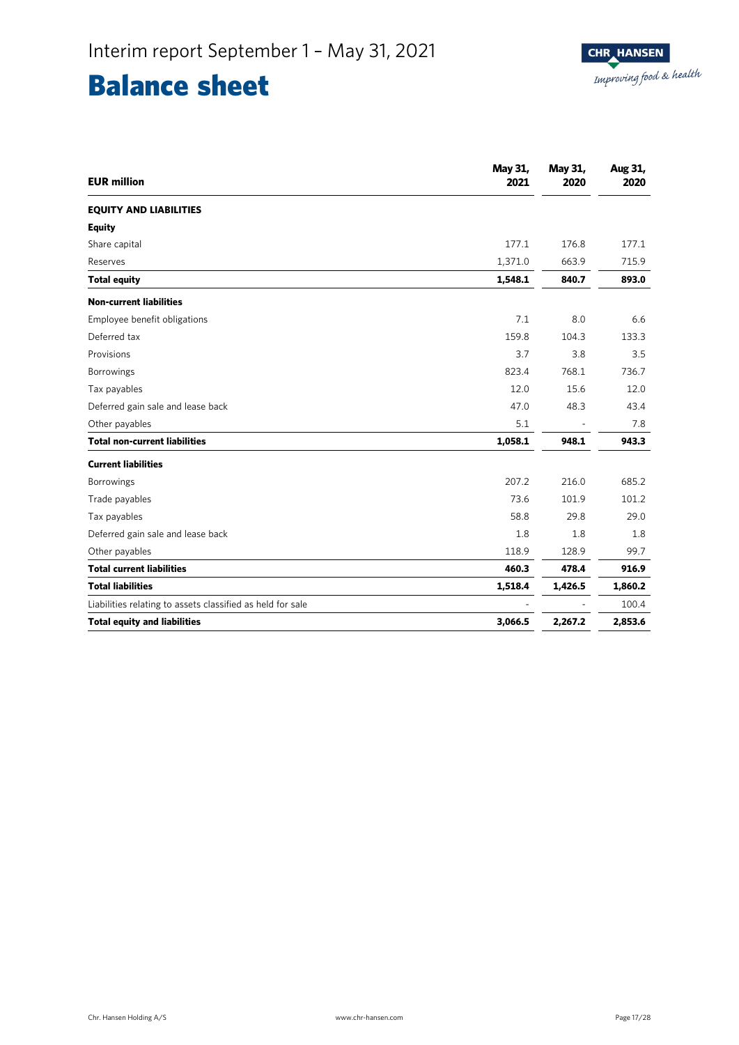Interim report September 1 – May 31, 2021

# Balance sheet

| EUR million | May 31, 2021 | May 31, 2020 | Aug 31, 2020 |
|---|---|---|---|
| **EQUITY AND LIABILITIES** | | | |
| **Equity** | | | |
| Share capital | 177.1 | 176.8 | 177.1 |
| Reserves | 1,371.0 | 663.9 | 715.9 |
| **Total equity** | **1,548.1** | **840.7** | **893.0** |
| **Non-current liabilities** | | | |
| Employee benefit obligations | 7.1 | 8.0 | 6.6 |
| Deferred tax | 159.8 | 104.3 | 133.3 |
| Provisions | 3.7 | 3.8 | 3.5 |
| Borrowings | 823.4 | 768.1 | 736.7 |
| Tax payables | 12.0 | 15.6 | 12.0 |
| Deferred gain sale and lease back | 47.0 | 48.3 | 43.4 |
| Other payables | 5.1 | - | 7.8 |
| **Total non-current liabilities** | **1,058.1** | **948.1** | **943.3** |
| **Current liabilities** | | | |
| Borrowings | 207.2 | 216.0 | 685.2 |
| Trade payables | 73.6 | 101.9 | 101.2 |
| Tax payables | 58.8 | 29.8 | 29.0 |
| Deferred gain sale and lease back | 1.8 | 1.8 | 1.8 |
| Other payables | 118.9 | 128.9 | 99.7 |
| **Total current liabilities** | **460.3** | **478.4** | **916.9** |
| **Total liabilities** | **1,518.4** | **1,426.5** | **1,860.2** |
| Liabilities relating to assets classified as held for sale | - | - | 100.4 |
| **Total equity and liabilities** | **3,066.5** | **2,267.2** | **2,853.6** |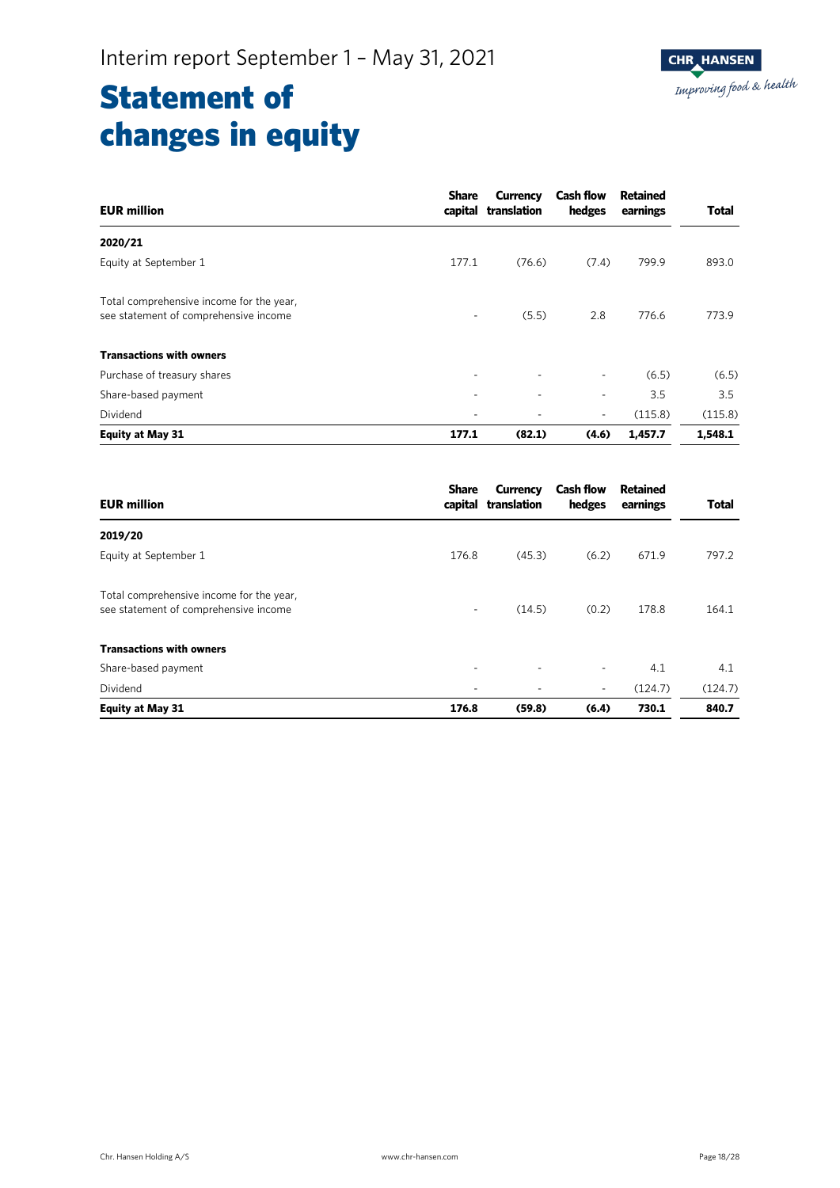# Statement of changes in equity

| EUR million | Share capital | Currency translation | Cash flow hedges | Retained earnings | Total |
|---|---|---|---|---|---|
| **2020/21** | | | | | |
| Equity at September 1 | 177.1 | (76.6) | (7.4) | 799.9 | 893.0 |
| Total comprehensive income for the year, see statement of comprehensive income | - | (5.5) | 2.8 | 776.6 | 773.9 |
| **Transactions with owners** | | | | | |
| Purchase of treasury shares | - | - | - | (6.5) | (6.5) |
| Share-based payment | - | - | - | 3.5 | 3.5 |
| Dividend | - | - | - | (115.8) | (115.8) |
| **Equity at May 31** | **177.1** | **(82.1)** | **(4.6)** | **1,457.7** | **1,548.1** |

| EUR million | Share capital | Currency translation | Cash flow hedges | Retained earnings | Total |
|---|---|---|---|---|---|
| **2019/20** | | | | | |
| Equity at September 1 | 176.8 | (45.3) | (6.2) | 671.9 | 797.2 |
| Total comprehensive income for the year, see statement of comprehensive income | - | (14.5) | (0.2) | 178.8 | 164.1 |
| **Transactions with owners** | | | | | |
| Share-based payment | - | - | - | 4.1 | 4.1 |
| Dividend | - | - | - | (124.7) | (124.7) |
| **Equity at May 31** | **176.8** | **(59.8)** | **(6.4)** | **730.1** | **840.7** |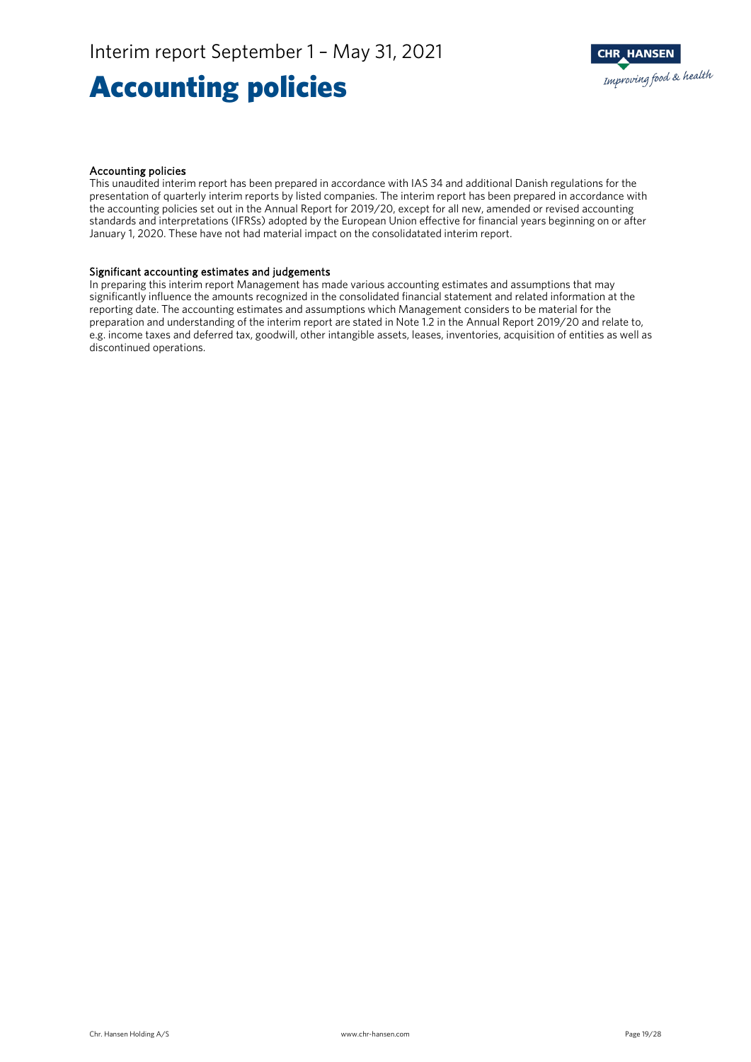# Accounting policies

### Accounting policies

This unaudited interim report has been prepared in accordance with IAS 34 and additional Danish regulations for the presentation of quarterly interim reports by listed companies. The interim report has been prepared in accordance with the accounting policies set out in the Annual Report for 2019/20, except for all new, amended or revised accounting standards and interpretations (IFRSs) adopted by the European Union effective for financial years beginning on or after January 1, 2020. These have not had material impact on the consolidatated interim report.

### Significant accounting estimates and judgements

In preparing this interim report Management has made various accounting estimates and assumptions that may significantly influence the amounts recognized in the consolidated financial statement and related information at the reporting date. The accounting estimates and assumptions which Management considers to be material for the preparation and understanding of the interim report are stated in Note 1.2 in the Annual Report 2019/20 and relate to, e.g. income taxes and deferred tax, goodwill, other intangible assets, leases, inventories, acquisition of entities as well as discontinued operations.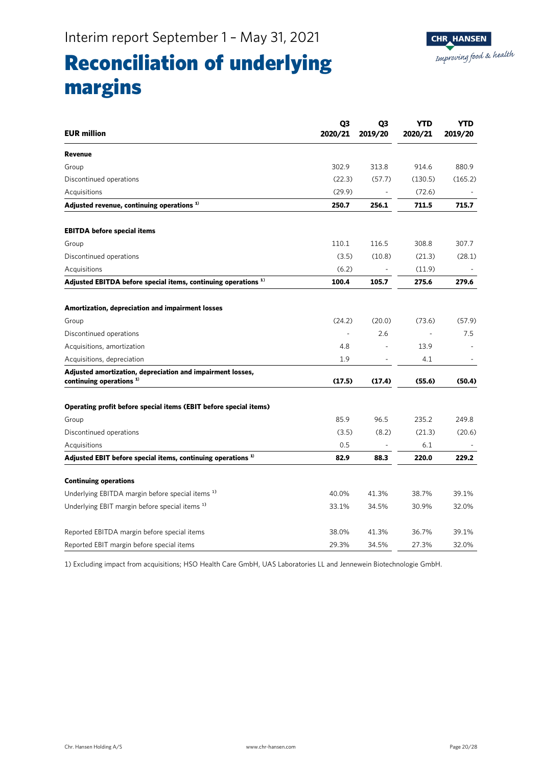Interim report September 1 – May 31, 2021

# Reconciliation of underlying margins

| EUR million | Q3 2020/21 | Q3 2019/20 | YTD 2020/21 | YTD 2019/20 |
|---|---|---|---|---|
| **Revenue** | | | | |
| Group | 302.9 | 313.8 | 914.6 | 880.9 |
| Discontinued operations | (22.3) | (57.7) | (130.5) | (165.2) |
| Acquisitions | (29.9) | - | (72.6) | - |
| **Adjusted revenue, continuing operations [1]** | **250.7** | **256.1** | **711.5** | **715.7** |
| | | | | |
| **EBITDA before special items** | | | | |
| Group | 110.1 | 116.5 | 308.8 | 307.7 |
| Discontinued operations | (3.5) | (10.8) | (21.3) | (28.1) |
| Acquisitions | (6.2) | - | (11.9) | - |
| **Adjusted EBITDA before special items, continuing operations [1]** | **100.4** | **105.7** | **275.6** | **279.6** |
| | | | | |
| **Amortization, depreciation and impairment losses** | | | | |
| Group | (24.2) | (20.0) | (73.6) | (57.9) |
| Discontinued operations | - | 2.6 | - | 7.5 |
| Acquisitions, amortization | 4.8 | - | 13.9 | - |
| Acquisitions, depreciation | 1.9 | - | 4.1 | - |
| **Adjusted amortization, depreciation and impairment losses, continuing operations [1]** | **(17.5)** | **(17.4)** | **(55.6)** | **(50.4)** |
| | | | | |
| **Operating profit before special items (EBIT before special items)** | | | | |
| Group | 85.9 | 96.5 | 235.2 | 249.8 |
| Discontinued operations | (3.5) | (8.2) | (21.3) | (20.6) |
| Acquisitions | 0.5 | - | 6.1 | - |
| **Adjusted EBIT before special items, continuing operations [1]** | **82.9** | **88.3** | **220.0** | **229.2** |
| | | | | |
| **Continuing operations** | | | | |
| Underlying EBITDA margin before special items [1] | 40.0% | 41.3% | 38.7% | 39.1% |
| Underlying EBIT margin before special items [1] | 33.1% | 34.5% | 30.9% | 32.0% |
| | | | | |
| Reported EBITDA margin before special items | 38.0% | 41.3% | 36.7% | 39.1% |
| Reported EBIT margin before special items | 29.3% | 34.5% | 27.3% | 32.0% |

1) Excluding impact from acquisitions; HSO Health Care GmbH, UAS Laboratories LL and Jennewein Biotechnologie GmbH.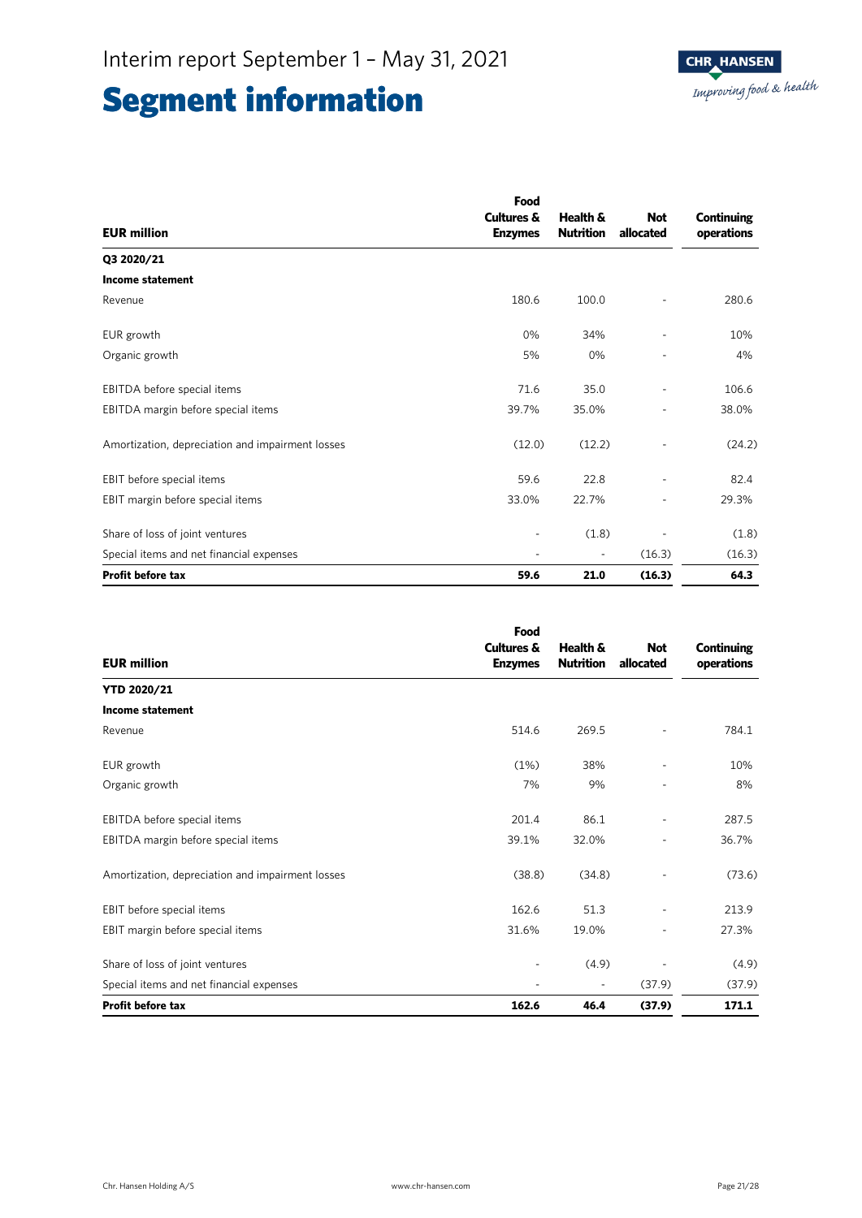# Segment information

| EUR million | Food Cultures & Enzymes | Health & Nutrition | Not allocated | Continuing operations |
|---|---|---|---|---|
| **Q3 2020/21** | | | | |
| **Income statement** | | | | |
| Revenue | 180.6 | 100.0 | - | 280.6 |
| EUR growth | 0% | 34% | - | 10% |
| Organic growth | 5% | 0% | - | 4% |
| EBITDA before special items | 71.6 | 35.0 | - | 106.6 |
| EBITDA margin before special items | 39.7% | 35.0% | - | 38.0% |
| Amortization, depreciation and impairment losses | (12.0) | (12.2) | - | (24.2) |
| EBIT before special items | 59.6 | 22.8 | - | 82.4 |
| EBIT margin before special items | 33.0% | 22.7% | - | 29.3% |
| Share of loss of joint ventures | - | (1.8) | - | (1.8) |
| Special items and net financial expenses | - | - | (16.3) | (16.3) |
| **Profit before tax** | **59.6** | **21.0** | **(16.3)** | **64.3** |

| EUR million | Food Cultures & Enzymes | Health & Nutrition | Not allocated | Continuing operations |
|---|---|---|---|---|
| **YTD 2020/21** | | | | |
| **Income statement** | | | | |
| Revenue | 514.6 | 269.5 | - | 784.1 |
| EUR growth | (1%) | 38% | - | 10% |
| Organic growth | 7% | 9% | - | 8% |
| EBITDA before special items | 201.4 | 86.1 | - | 287.5 |
| EBITDA margin before special items | 39.1% | 32.0% | - | 36.7% |
| Amortization, depreciation and impairment losses | (38.8) | (34.8) | - | (73.6) |
| EBIT before special items | 162.6 | 51.3 | - | 213.9 |
| EBIT margin before special items | 31.6% | 19.0% | - | 27.3% |
| Share of loss of joint ventures | - | (4.9) | - | (4.9) |
| Special items and net financial expenses | - | - | (37.9) | (37.9) |
| **Profit before tax** | **162.6** | **46.4** | **(37.9)** | **171.1** |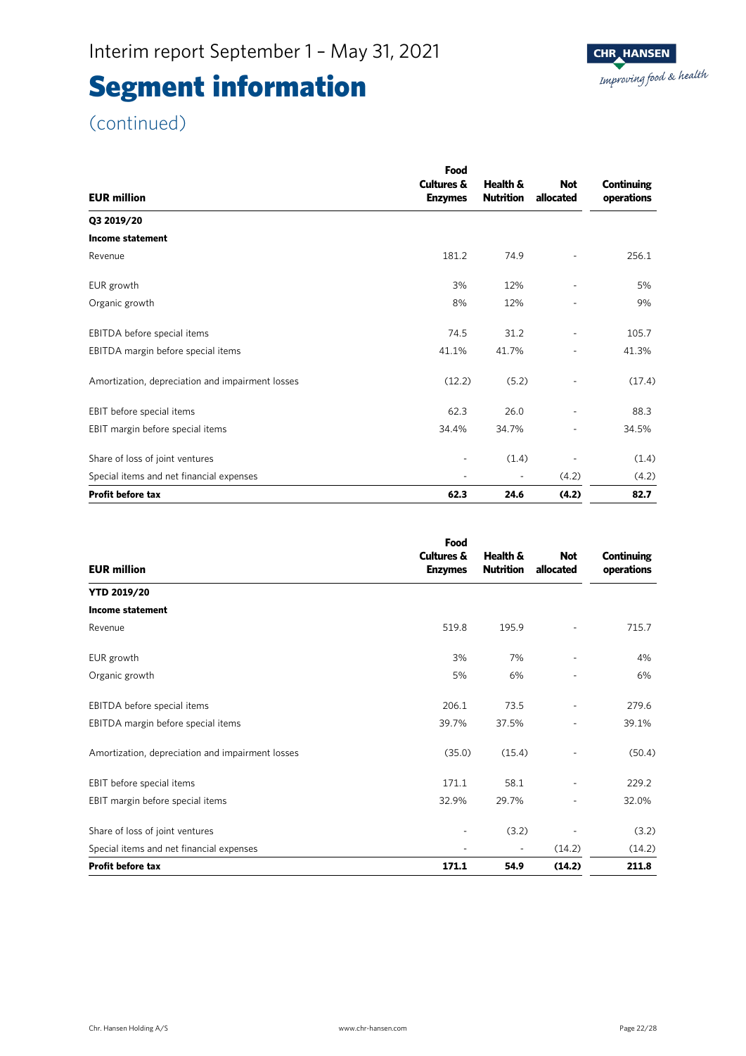# Interim report September 1 – May 31, 2021

# Segment information

(continued)

| EUR million | Food Cultures & Enzymes | Health & Nutrition | Not allocated | Continuing operations |
|---|---|---|---|---|
| **Q3 2019/20** | | | | |
| **Income statement** | | | | |
| Revenue | 181.2 | 74.9 | - | 256.1 |
| EUR growth | 3% | 12% | - | 5% |
| Organic growth | 8% | 12% | - | 9% |
| EBITDA before special items | 74.5 | 31.2 | - | 105.7 |
| EBITDA margin before special items | 41.1% | 41.7% | - | 41.3% |
| Amortization, depreciation and impairment losses | (12.2) | (5.2) | - | (17.4) |
| EBIT before special items | 62.3 | 26.0 | - | 88.3 |
| EBIT margin before special items | 34.4% | 34.7% | - | 34.5% |
| Share of loss of joint ventures | - | (1.4) | - | (1.4) |
| Special items and net financial expenses | - | - | (4.2) | (4.2) |
| **Profit before tax** | **62.3** | **24.6** | **(4.2)** | **82.7** |

| EUR million | Food Cultures & Enzymes | Health & Nutrition | Not allocated | Continuing operations |
|---|---|---|---|---|
| **YTD 2019/20** | | | | |
| **Income statement** | | | | |
| Revenue | 519.8 | 195.9 | - | 715.7 |
| EUR growth | 3% | 7% | - | 4% |
| Organic growth | 5% | 6% | - | 6% |
| EBITDA before special items | 206.1 | 73.5 | - | 279.6 |
| EBITDA margin before special items | 39.7% | 37.5% | - | 39.1% |
| Amortization, depreciation and impairment losses | (35.0) | (15.4) | - | (50.4) |
| EBIT before special items | 171.1 | 58.1 | - | 229.2 |
| EBIT margin before special items | 32.9% | 29.7% | - | 32.0% |
| Share of loss of joint ventures | - | (3.2) | - | (3.2) |
| Special items and net financial expenses | - | - | (14.2) | (14.2) |
| **Profit before tax** | **171.1** | **54.9** | **(14.2)** | **211.8** |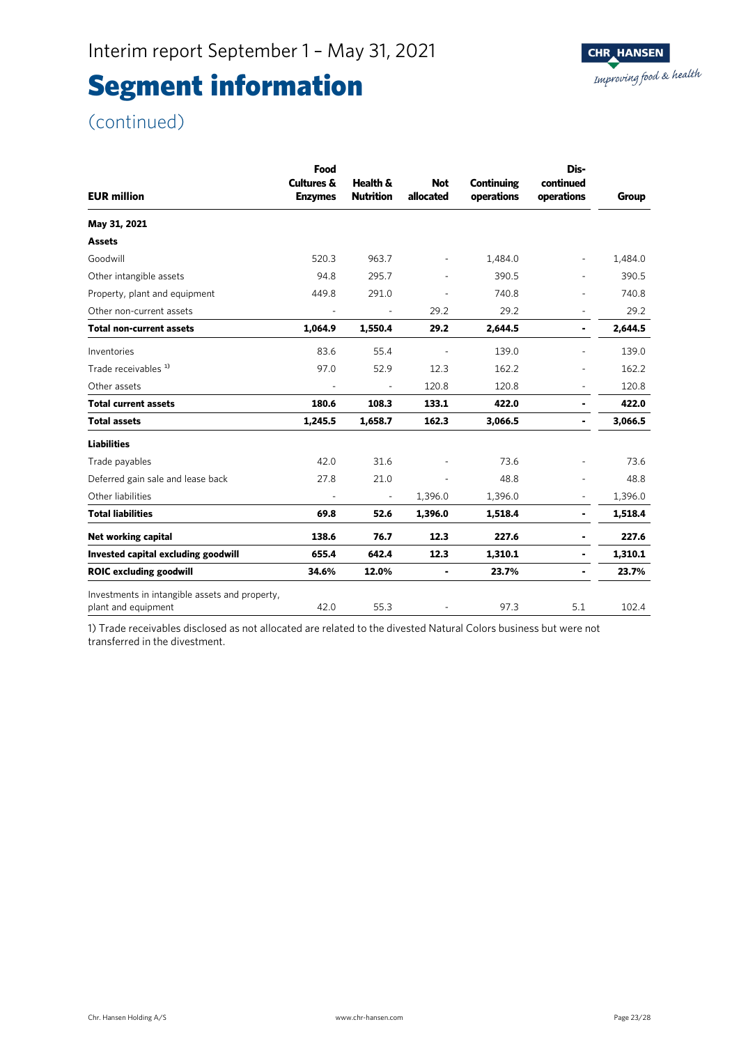Interim report September 1 – May 31, 2021

# Segment information

(continued)

| EUR million | Food Cultures & Enzymes | Health & Nutrition | Not allocated | Continuing operations | Dis-continued operations | Group |
|---|---|---|---|---|---|---|
| **May 31, 2021** | | | | | | |
| **Assets** | | | | | | |
| Goodwill | 520.3 | 963.7 | - | 1,484.0 | - | 1,484.0 |
| Other intangible assets | 94.8 | 295.7 | - | 390.5 | - | 390.5 |
| Property, plant and equipment | 449.8 | 291.0 | - | 740.8 | - | 740.8 |
| Other non-current assets | - | - | 29.2 | 29.2 | - | 29.2 |
| **Total non-current assets** | **1,064.9** | **1,550.4** | **29.2** | **2,644.5** | **-** | **2,644.5** |
| Inventories | 83.6 | 55.4 | - | 139.0 | - | 139.0 |
| Trade receivables [1] | 97.0 | 52.9 | 12.3 | 162.2 | - | 162.2 |
| Other assets | - | - | 120.8 | 120.8 | - | 120.8 |
| **Total current assets** | **180.6** | **108.3** | **133.1** | **422.0** | **-** | **422.0** |
| **Total assets** | **1,245.5** | **1,658.7** | **162.3** | **3,066.5** | **-** | **3,066.5** |
| **Liabilities** | | | | | | |
| Trade payables | 42.0 | 31.6 | - | 73.6 | - | 73.6 |
| Deferred gain sale and lease back | 27.8 | 21.0 | - | 48.8 | - | 48.8 |
| Other liabilities | - | - | 1,396.0 | 1,396.0 | - | 1,396.0 |
| **Total liabilities** | **69.8** | **52.6** | **1,396.0** | **1,518.4** | **-** | **1,518.4** |
| **Net working capital** | **138.6** | **76.7** | **12.3** | **227.6** | **-** | **227.6** |
| **Invested capital excluding goodwill** | **655.4** | **642.4** | **12.3** | **1,310.1** | **-** | **1,310.1** |
| **ROIC excluding goodwill** | **34.6%** | **12.0%** | **-** | **23.7%** | **-** | **23.7%** |
| Investments in intangible assets and property, plant and equipment | 42.0 | 55.3 | - | 97.3 | 5.1 | 102.4 |

1) Trade receivables disclosed as not allocated are related to the divested Natural Colors business but were not transferred in the divestment.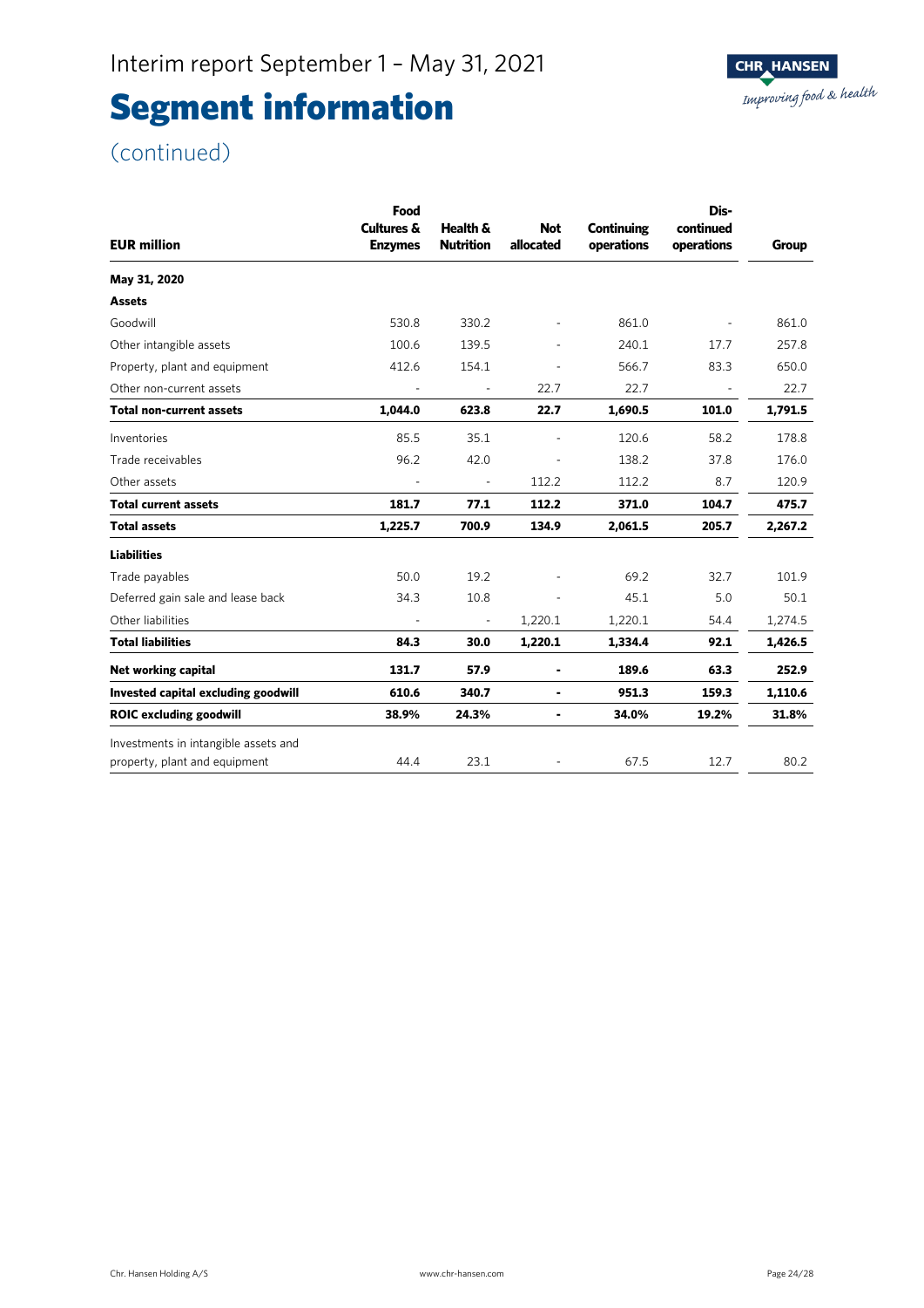Interim report September 1 – May 31, 2021

# Segment information

(continued)

| EUR million | Food Cultures & Enzymes | Health & Nutrition | Not allocated | Continuing operations | Dis-continued operations | Group |
|---|---|---|---|---|---|---|
| **May 31, 2020** | | | | | | |
| **Assets** | | | | | | |
| Goodwill | 530.8 | 330.2 | - | 861.0 | - | 861.0 |
| Other intangible assets | 100.6 | 139.5 | - | 240.1 | 17.7 | 257.8 |
| Property, plant and equipment | 412.6 | 154.1 | - | 566.7 | 83.3 | 650.0 |
| Other non-current assets | - | - | 22.7 | 22.7 | - | 22.7 |
| **Total non-current assets** | **1,044.0** | **623.8** | **22.7** | **1,690.5** | **101.0** | **1,791.5** |
| Inventories | 85.5 | 35.1 | - | 120.6 | 58.2 | 178.8 |
| Trade receivables | 96.2 | 42.0 | - | 138.2 | 37.8 | 176.0 |
| Other assets | - | - | 112.2 | 112.2 | 8.7 | 120.9 |
| **Total current assets** | **181.7** | **77.1** | **112.2** | **371.0** | **104.7** | **475.7** |
| **Total assets** | **1,225.7** | **700.9** | **134.9** | **2,061.5** | **205.7** | **2,267.2** |
| **Liabilities** | | | | | | |
| Trade payables | 50.0 | 19.2 | - | 69.2 | 32.7 | 101.9 |
| Deferred gain sale and lease back | 34.3 | 10.8 | - | 45.1 | 5.0 | 50.1 |
| Other liabilities | - | - | 1,220.1 | 1,220.1 | 54.4 | 1,274.5 |
| **Total liabilities** | **84.3** | **30.0** | **1,220.1** | **1,334.4** | **92.1** | **1,426.5** |
| **Net working capital** | **131.7** | **57.9** | **-** | **189.6** | **63.3** | **252.9** |
| **Invested capital excluding goodwill** | **610.6** | **340.7** | **-** | **951.3** | **159.3** | **1,110.6** |
| **ROIC excluding goodwill** | **38.9%** | **24.3%** | **-** | **34.0%** | **19.2%** | **31.8%** |
| Investments in intangible assets and property, plant and equipment | 44.4 | 23.1 | - | 67.5 | 12.7 | 80.2 |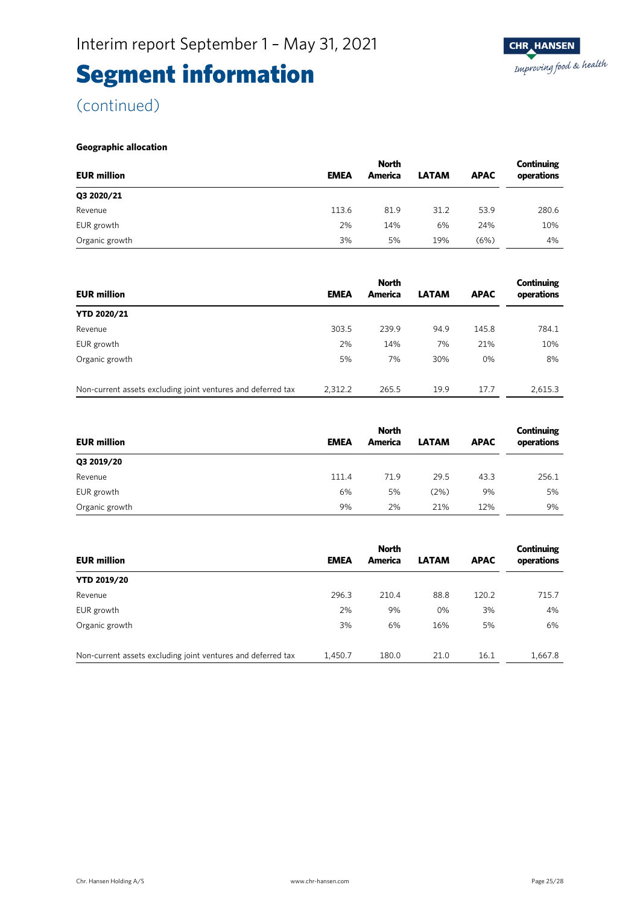# Segment information

(continued)

**Geographic allocation**

| EUR million | EMEA | North America | LATAM | APAC | Continuing operations |
|---|---|---|---|---|---|
| **Q3 2020/21** | | | | | |
| Revenue | 113.6 | 81.9 | 31.2 | 53.9 | 280.6 |
| EUR growth | 2% | 14% | 6% | 24% | 10% |
| Organic growth | 3% | 5% | 19% | (6%) | 4% |

| EUR million | EMEA | North America | LATAM | APAC | Continuing operations |
|---|---|---|---|---|---|
| **YTD 2020/21** | | | | | |
| Revenue | 303.5 | 239.9 | 94.9 | 145.8 | 784.1 |
| EUR growth | 2% | 14% | 7% | 21% | 10% |
| Organic growth | 5% | 7% | 30% | 0% | 8% |
| Non-current assets excluding joint ventures and deferred tax | 2,312.2 | 265.5 | 19.9 | 17.7 | 2,615.3 |

| EUR million | EMEA | North America | LATAM | APAC | Continuing operations |
|---|---|---|---|---|---|
| **Q3 2019/20** | | | | | |
| Revenue | 111.4 | 71.9 | 29.5 | 43.3 | 256.1 |
| EUR growth | 6% | 5% | (2%) | 9% | 5% |
| Organic growth | 9% | 2% | 21% | 12% | 9% |

| EUR million | EMEA | North America | LATAM | APAC | Continuing operations |
|---|---|---|---|---|---|
| **YTD 2019/20** | | | | | |
| Revenue | 296.3 | 210.4 | 88.8 | 120.2 | 715.7 |
| EUR growth | 2% | 9% | 0% | 3% | 4% |
| Organic growth | 3% | 6% | 16% | 5% | 6% |
| Non-current assets excluding joint ventures and deferred tax | 1,450.7 | 180.0 | 21.0 | 16.1 | 1,667.8 |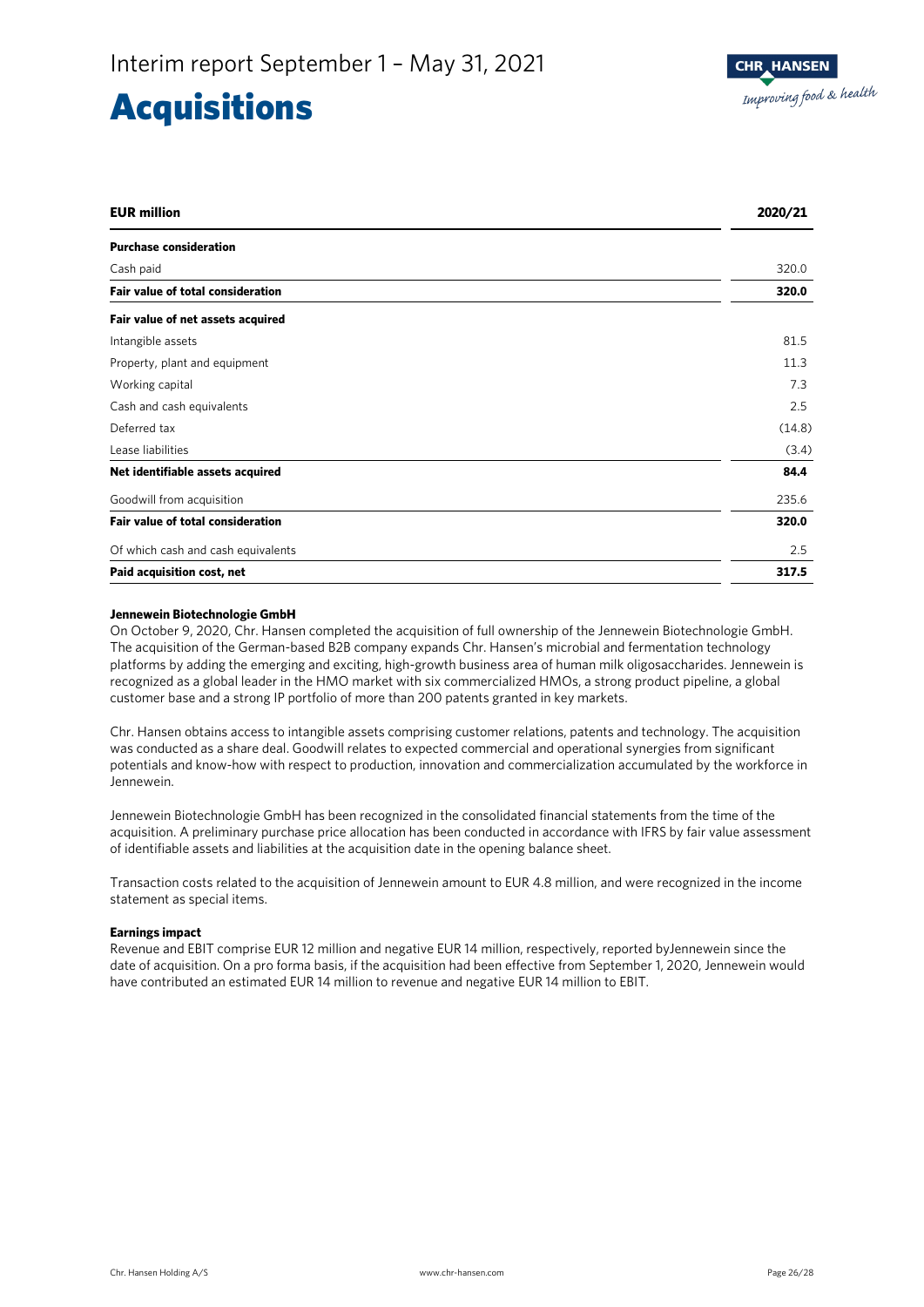# Acquisitions

| EUR million | 2020/21 |
| --- | --- |
| **Purchase consideration** | |
| Cash paid | 320.0 |
| **Fair value of total consideration** | **320.0** |
| **Fair value of net assets acquired** | |
| Intangible assets | 81.5 |
| Property, plant and equipment | 11.3 |
| Working capital | 7.3 |
| Cash and cash equivalents | 2.5 |
| Deferred tax | (14.8) |
| Lease liabilities | (3.4) |
| **Net identifiable assets acquired** | **84.4** |
| Goodwill from acquisition | 235.6 |
| **Fair value of total consideration** | **320.0** |
| Of which cash and cash equivalents | 2.5 |
| **Paid acquisition cost, net** | **317.5** |

**Jennewein Biotechnologie GmbH**

On October 9, 2020, Chr. Hansen completed the acquisition of full ownership of the Jennewein Biotechnologie GmbH. The acquisition of the German-based B2B company expands Chr. Hansen's microbial and fermentation technology platforms by adding the emerging and exciting, high-growth business area of human milk oligosaccharides. Jennewein is recognized as a global leader in the HMO market with six commercialized HMOs, a strong product pipeline, a global customer base and a strong IP portfolio of more than 200 patents granted in key markets.

Chr. Hansen obtains access to intangible assets comprising customer relations, patents and technology. The acquisition was conducted as a share deal. Goodwill relates to expected commercial and operational synergies from significant potentials and know-how with respect to production, innovation and commercialization accumulated by the workforce in Jennewein.

Jennewein Biotechnologie GmbH has been recognized in the consolidated financial statements from the time of the acquisition. A preliminary purchase price allocation has been conducted in accordance with IFRS by fair value assessment of identifiable assets and liabilities at the acquisition date in the opening balance sheet.

Transaction costs related to the acquisition of Jennewein amount to EUR 4.8 million, and were recognized in the income statement as special items.

**Earnings impact**

Revenue and EBIT comprise EUR 12 million and negative EUR 14 million, respectively, reported byJennewein since the date of acquisition. On a pro forma basis, if the acquisition had been effective from September 1, 2020, Jennewein would have contributed an estimated EUR 14 million to revenue and negative EUR 14 million to EBIT.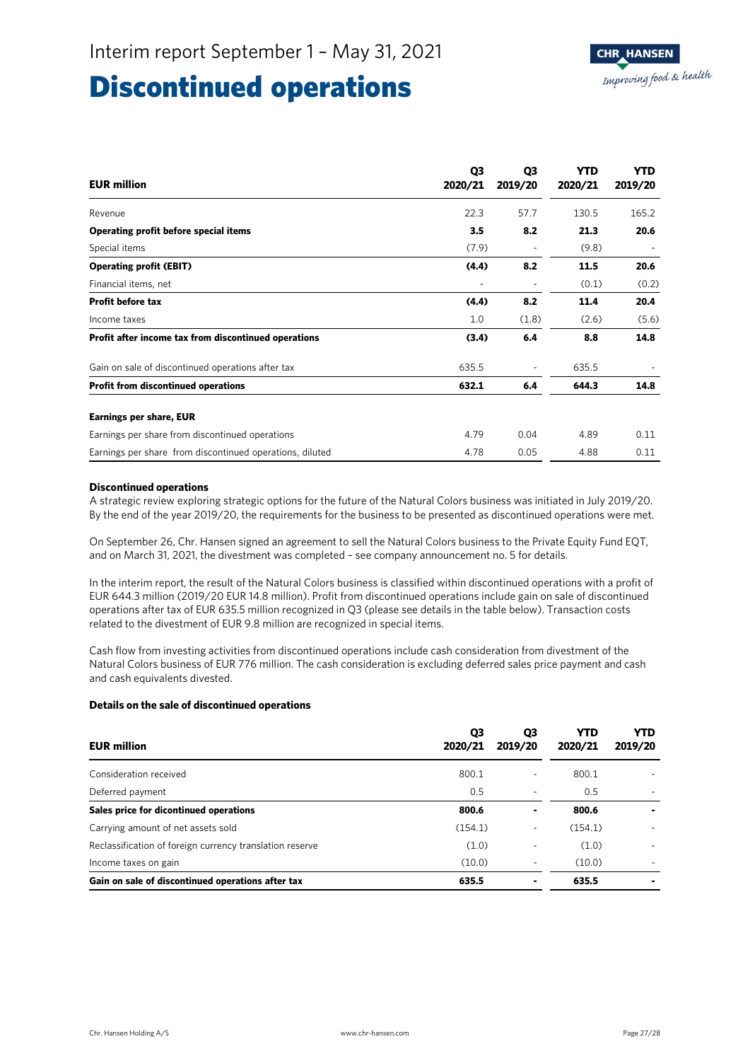# Discontinued operations

| EUR million | Q3 2020/21 | Q3 2019/20 | YTD 2020/21 | YTD 2019/20 |
|---|---|---|---|---|
| Revenue | 22.3 | 57.7 | 130.5 | 165.2 |
| **Operating profit before special items** | **3.5** | **8.2** | **21.3** | **20.6** |
| Special items | (7.9) | - | (9.8) | - |
| **Operating profit (EBIT)** | **(4.4)** | **8.2** | **11.5** | **20.6** |
| Financial items, net | - | - | (0.1) | (0.2) |
| **Profit before tax** | **(4.4)** | **8.2** | **11.4** | **20.4** |
| Income taxes | 1.0 | (1.8) | (2.6) | (5.6) |
| **Profit after income tax from discontinued operations** | **(3.4)** | **6.4** | **8.8** | **14.8** |
| Gain on sale of discontinued operations after tax | 635.5 | - | 635.5 | - |
| **Profit from discontinued operations** | **632.1** | **6.4** | **644.3** | **14.8** |
| **Earnings per share, EUR** | | | | |
| Earnings per share from discontinued operations | 4.79 | 0.04 | 4.89 | 0.11 |
| Earnings per share from discontinued operations, diluted | 4.78 | 0.05 | 4.88 | 0.11 |

**Discontinued operations**

A strategic review exploring strategic options for the future of the Natural Colors business was initiated in July 2019/20. By the end of the year 2019/20, the requirements for the business to be presented as discontinued operations were met.

On September 26, Chr. Hansen signed an agreement to sell the Natural Colors business to the Private Equity Fund EQT, and on March 31, 2021, the divestment was completed – see company announcement no. 5 for details.

In the interim report, the result of the Natural Colors business is classified within discontinued operations with a profit of EUR 644.3 million (2019/20 EUR 14.8 million). Profit from discontinued operations include gain on sale of discontinued operations after tax of EUR 635.5 million recognized in Q3 (please see details in the table below). Transaction costs related to the divestment of EUR 9.8 million are recognized in special items.

Cash flow from investing activities from discontinued operations include cash consideration from divestment of the Natural Colors business of EUR 776 million. The cash consideration is excluding deferred sales price payment and cash and cash equivalents divested.

**Details on the sale of discontinued operations**

| EUR million | Q3 2020/21 | Q3 2019/20 | YTD 2020/21 | YTD 2019/20 |
|---|---|---|---|---|
| Consideration received | 800.1 | - | 800.1 | - |
| Deferred payment | 0.5 | - | 0.5 | - |
| **Sales price for dicontinued operations** | **800.6** | **-** | **800.6** | **-** |
| Carrying amount of net assets sold | (154.1) | - | (154.1) | - |
| Reclassification of foreign currency translation reserve | (1.0) | - | (1.0) | - |
| Income taxes on gain | (10.0) | - | (10.0) | - |
| **Gain on sale of discontinued operations after tax** | **635.5** | **-** | **635.5** | **-** |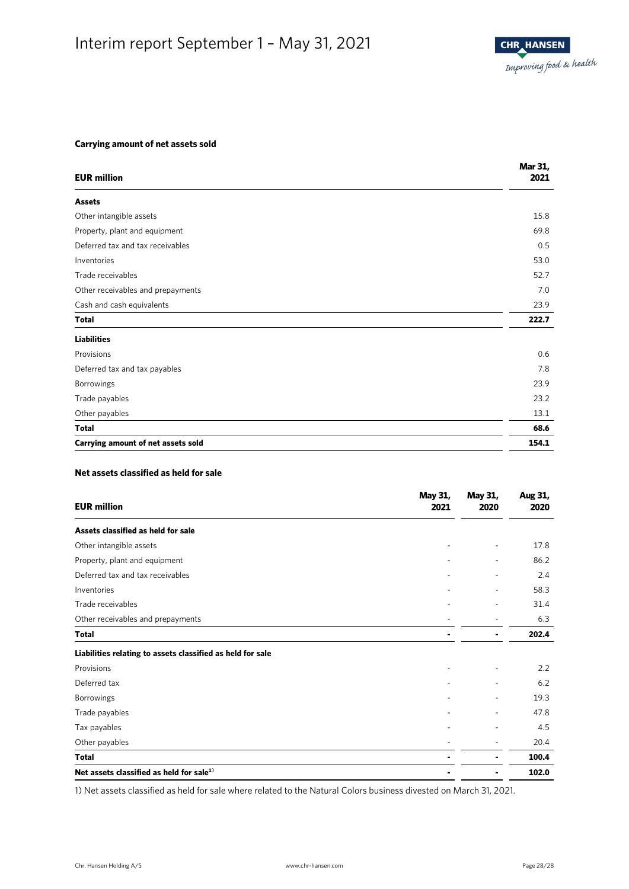### Carrying amount of net assets sold

| EUR million | Mar 31, 2021 |
|---|---|
| **Assets** | |
| Other intangible assets | 15.8 |
| Property, plant and equipment | 69.8 |
| Deferred tax and tax receivables | 0.5 |
| Inventories | 53.0 |
| Trade receivables | 52.7 |
| Other receivables and prepayments | 7.0 |
| Cash and cash equivalents | 23.9 |
| **Total** | **222.7** |
| **Liabilities** | |
| Provisions | 0.6 |
| Deferred tax and tax payables | 7.8 |
| Borrowings | 23.9 |
| Trade payables | 23.2 |
| Other payables | 13.1 |
| **Total** | **68.6** |
| **Carrying amount of net assets sold** | **154.1** |

### Net assets classified as held for sale

| EUR million | May 31, 2021 | May 31, 2020 | Aug 31, 2020 |
|---|---|---|---|
| **Assets classified as held for sale** | | | |
| Other intangible assets | - | - | 17.8 |
| Property, plant and equipment | - | - | 86.2 |
| Deferred tax and tax receivables | - | - | 2.4 |
| Inventories | - | - | 58.3 |
| Trade receivables | - | - | 31.4 |
| Other receivables and prepayments | - | - | 6.3 |
| **Total** | **-** | **-** | **202.4** |
| **Liabilities relating to assets classified as held for sale** | | | |
| Provisions | - | - | 2.2 |
| Deferred tax | - | - | 6.2 |
| Borrowings | - | - | 19.3 |
| Trade payables | - | - | 47.8 |
| Tax payables | - | - | 4.5 |
| Other payables | - | - | 20.4 |
| **Total** | **-** | **-** | **100.4** |
| **Net assets classified as held for sale[1)]** | **-** | **-** | **102.0** |

1) Net assets classified as held for sale where related to the Natural Colors business divested on March 31, 2021.